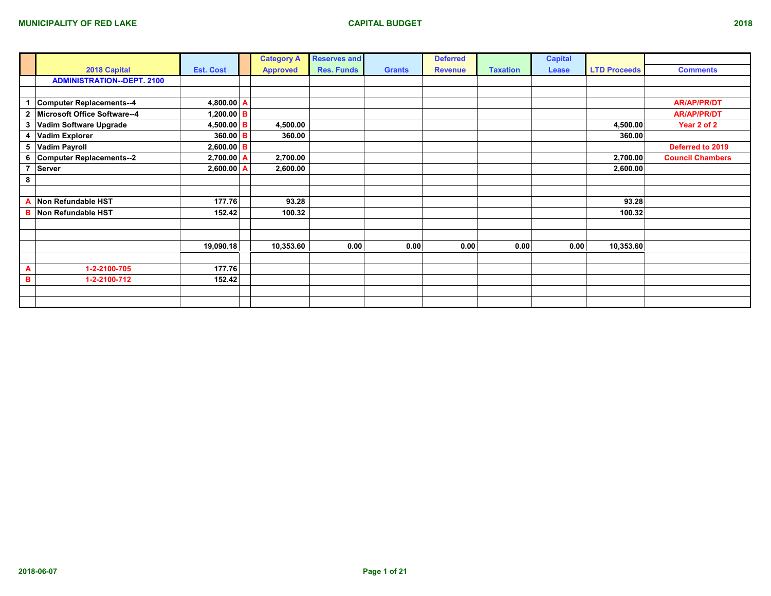**MUNICIPALITY OF RED LAKE** — **CAPITAL BUDGET** — **2018**

| | 2018 Capital | Est. Cost | | Category A Approved | Reserves and Res. Funds | Grants | Deferred Revenue | Taxation | Capital Lease | LTD Proceeds | Comments |
|---|---|---|---|---|---|---|---|---|---|---|---|
| | **ADMINISTRATION--DEPT. 2100** | | | | | | | | | | |
| | | | | | | | | | | | |
| 1 | Computer Replacements--4 | 4,800.00 | A | | | | | | | | AR/AP/PR/DT |
| 2 | Microsoft Office Software--4 | 1,200.00 | B | | | | | | | | AR/AP/PR/DT |
| 3 | Vadim Software Upgrade | 4,500.00 | B | 4,500.00 | | | | | | 4,500.00 | Year 2 of 2 |
| 4 | Vadim Explorer | 360.00 | B | 360.00 | | | | | | 360.00 | |
| 5 | Vadim Payroll | 2,600.00 | B | | | | | | | | Deferred to 2019 |
| 6 | Computer Replacements--2 | 2,700.00 | A | 2,700.00 | | | | | | 2,700.00 | Council Chambers |
| 7 | Server | 2,600.00 | A | 2,600.00 | | | | | | 2,600.00 | |
| 8 | | | | | | | | | | | |
| | | | | | | | | | | | |
| A | Non Refundable HST | 177.76 | | 93.28 | | | | | | 93.28 | |
| B | Non Refundable HST | 152.42 | | 100.32 | | | | | | 100.32 | |
| | | | | | | | | | | | |
| | | | | | | | | | | | |
| | | 19,090.18 | | 10,353.60 | 0.00 | 0.00 | 0.00 | 0.00 | 0.00 | 10,353.60 | |
| | | | | | | | | | | | |
| A | 1-2-2100-705 | 177.76 | | | | | | | | | |
| B | 1-2-2100-712 | 152.42 | | | | | | | | | |

2018-06-07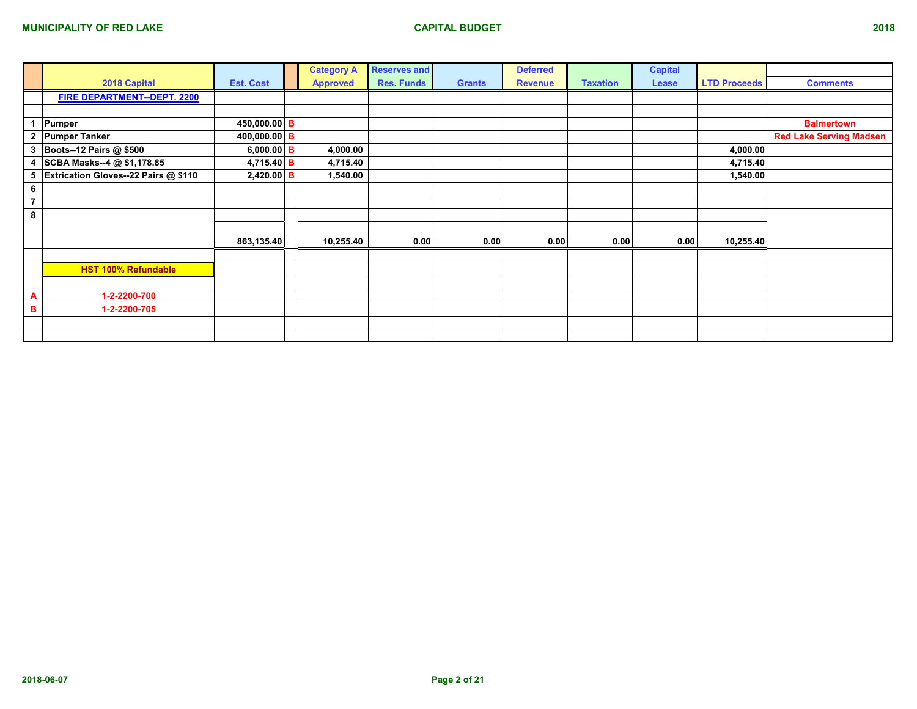MUNICIPALITY OF RED LAKE

CAPITAL BUDGET

2018

| | 2018 Capital | Est. Cost | | Category A Approved | Reserves and Res. Funds | Grants | Deferred Revenue | Taxation | Capital Lease | LTD Proceeds | Comments |
|---|---|---|---|---|---|---|---|---|---|---|---|
| | FIRE DEPARTMENT--DEPT. 2200 | | | | | | | | | | |
| | | | | | | | | | | | |
| 1 | Pumper | 450,000.00 | B | | | | | | | | Balmertown |
| 2 | Pumper Tanker | 400,000.00 | B | | | | | | | | Red Lake Serving Madsen |
| 3 | Boots--12 Pairs @ $500 | 6,000.00 | B | 4,000.00 | | | | | | 4,000.00 | |
| 4 | SCBA Masks--4 @ $1,178.85 | 4,715.40 | B | 4,715.40 | | | | | | 4,715.40 | |
| 5 | Extrication Gloves--22 Pairs @ $110 | 2,420.00 | B | 1,540.00 | | | | | | 1,540.00 | |
| 6 | | | | | | | | | | | |
| 7 | | | | | | | | | | | |
| 8 | | | | | | | | | | | |
| | | | | | | | | | | | |
| | | 863,135.40 | | 10,255.40 | 0.00 | 0.00 | 0.00 | 0.00 | 0.00 | 10,255.40 | |
| | | | | | | | | | | | |
| | HST 100% Refundable | | | | | | | | | | |
| | | | | | | | | | | | |
| A | 1-2-2200-700 | | | | | | | | | | |
| B | 1-2-2200-705 | | | | | | | | | | |

2018-06-07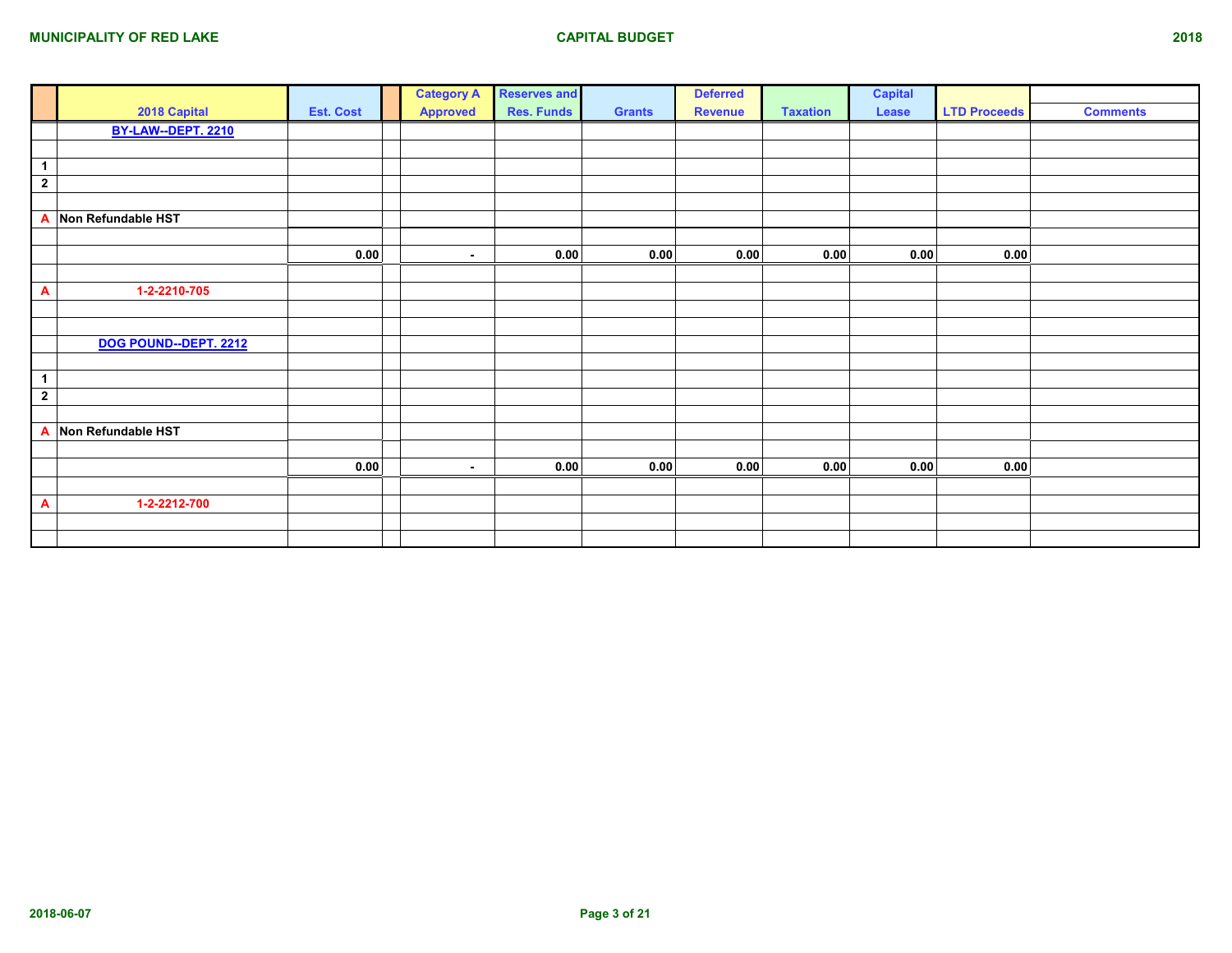# MUNICIPALITY OF RED LAKE

## CAPITAL BUDGET 2018

| | 2018 Capital | Est. Cost | | Category A Approved | Reserves and Res. Funds | Grants | Deferred Revenue | Taxation | Capital Lease | LTD Proceeds | Comments |
|---|---|---|---|---|---|---|---|---|---|---|---|
| | **BY-LAW--DEPT. 2210** | | | | | | | | | | |
| | | | | | | | | | | | |
| 1 | | | | | | | | | | | |
| 2 | | | | | | | | | | | |
| | | | | | | | | | | | |
| A | Non Refundable HST | | | | | | | | | | |
| | | | | | | | | | | | |
| | | 0.00 | | - | 0.00 | 0.00 | 0.00 | 0.00 | 0.00 | 0.00 | |
| | | | | | | | | | | | |
| A | 1-2-2210-705 | | | | | | | | | | |
| | | | | | | | | | | | |
| | | | | | | | | | | | |
| | **DOG POUND--DEPT. 2212** | | | | | | | | | | |
| | | | | | | | | | | | |
| 1 | | | | | | | | | | | |
| 2 | | | | | | | | | | | |
| | | | | | | | | | | | |
| A | Non Refundable HST | | | | | | | | | | |
| | | | | | | | | | | | |
| | | 0.00 | | - | 0.00 | 0.00 | 0.00 | 0.00 | 0.00 | 0.00 | |
| | | | | | | | | | | | |
| A | 1-2-2212-700 | | | | | | | | | | |
| | | | | | | | | | | | |
| | | | | | | | | | | | |

2018-06-07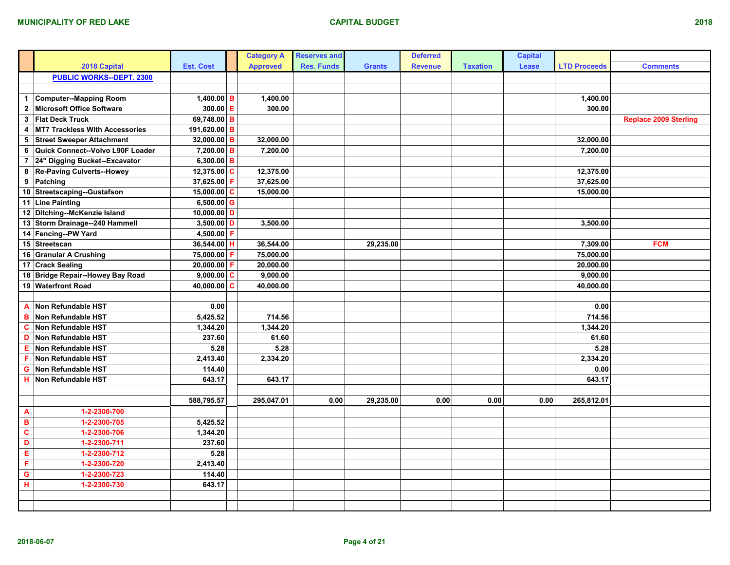# MUNICIPALITY OF RED LAKE

## CAPITAL BUDGET

2018

| | 2018 Capital | Est. Cost | | Category A Approved | Reserves and Res. Funds | Grants | Deferred Revenue | Taxation | Capital Lease | LTD Proceeds | Comments |
|---|---|---|---|---|---|---|---|---|---|---|---|
| | PUBLIC WORKS--DEPT. 2300 | | | | | | | | | | |
| | | | | | | | | | | | |
| 1 | Computer--Mapping Room | 1,400.00 | B | 1,400.00 | | | | | | 1,400.00 | |
| 2 | Microsoft Office Software | 300.00 | E | 300.00 | | | | | | 300.00 | |
| 3 | Flat Deck Truck | 69,748.00 | B | | | | | | | | Replace 2009 Sterling |
| 4 | MT7 Trackless With Accessories | 191,620.00 | B | | | | | | | | |
| 5 | Street Sweeper Attachment | 32,000.00 | B | 32,000.00 | | | | | | 32,000.00 | |
| 6 | Quick Connect--Volvo L90F Loader | 7,200.00 | B | 7,200.00 | | | | | | 7,200.00 | |
| 7 | 24" Digging Bucket--Excavator | 6,300.00 | B | | | | | | | | |
| 8 | Re-Paving Culverts--Howey | 12,375.00 | C | 12,375.00 | | | | | | 12,375.00 | |
| 9 | Patching | 37,625.00 | F | 37,625.00 | | | | | | 37,625.00 | |
| 10 | Streetscaping--Gustafson | 15,000.00 | C | 15,000.00 | | | | | | 15,000.00 | |
| 11 | Line Painting | 6,500.00 | G | | | | | | | | |
| 12 | Ditching--McKenzie Island | 10,000.00 | D | | | | | | | | |
| 13 | Storm Drainage--240 Hammell | 3,500.00 | D | 3,500.00 | | | | | | 3,500.00 | |
| 14 | Fencing--PW Yard | 4,500.00 | F | | | | | | | | |
| 15 | Streetscan | 36,544.00 | H | 36,544.00 | | 29,235.00 | | | | 7,309.00 | FCM |
| 16 | Granular A Crushing | 75,000.00 | F | 75,000.00 | | | | | | 75,000.00 | |
| 17 | Crack Sealing | 20,000.00 | F | 20,000.00 | | | | | | 20,000.00 | |
| 18 | Bridge Repair--Howey Bay Road | 9,000.00 | C | 9,000.00 | | | | | | 9,000.00 | |
| 19 | Waterfront Road | 40,000.00 | C | 40,000.00 | | | | | | 40,000.00 | |
| | | | | | | | | | | | |
| A | Non Refundable HST | 0.00 | | | | | | | | 0.00 | |
| B | Non Refundable HST | 5,425.52 | | 714.56 | | | | | | 714.56 | |
| C | Non Refundable HST | 1,344.20 | | 1,344.20 | | | | | | 1,344.20 | |
| D | Non Refundable HST | 237.60 | | 61.60 | | | | | | 61.60 | |
| E | Non Refundable HST | 5.28 | | 5.28 | | | | | | 5.28 | |
| F | Non Refundable HST | 2,413.40 | | 2,334.20 | | | | | | 2,334.20 | |
| G | Non Refundable HST | 114.40 | | | | | | | | 0.00 | |
| H | Non Refundable HST | 643.17 | | 643.17 | | | | | | 643.17 | |
| | | | | | | | | | | | |
| | | 588,795.57 | | 295,047.01 | 0.00 | 29,235.00 | 0.00 | 0.00 | 0.00 | 265,812.01 | |
| A | 1-2-2300-700 | | | | | | | | | | |
| B | 1-2-2300-705 | 5,425.52 | | | | | | | | | |
| C | 1-2-2300-706 | 1,344.20 | | | | | | | | | |
| D | 1-2-2300-711 | 237.60 | | | | | | | | | |
| E | 1-2-2300-712 | 5.28 | | | | | | | | | |
| F | 1-2-2300-720 | 2,413.40 | | | | | | | | | |
| G | 1-2-2300-723 | 114.40 | | | | | | | | | |
| H | 1-2-2300-730 | 643.17 | | | | | | | | | |

2018-06-07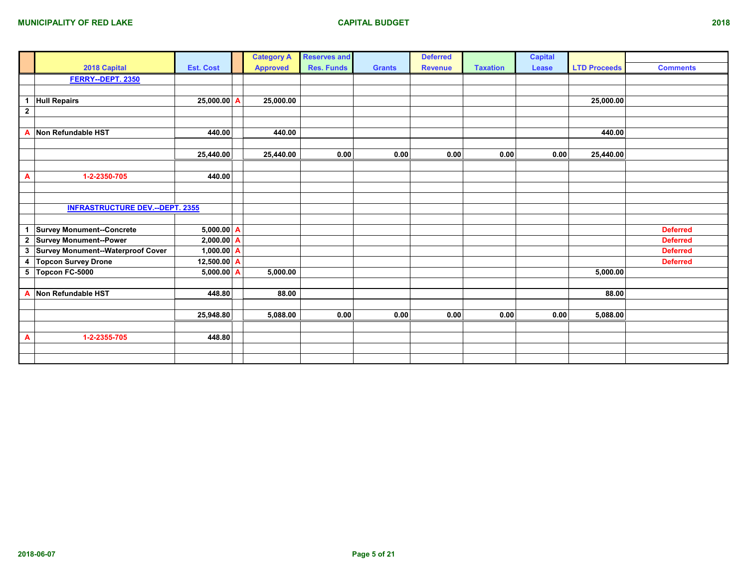**MUNICIPALITY OF RED LAKE** — **CAPITAL BUDGET** — **2018**

| | 2018 Capital | Est. Cost | | Category A Approved | Reserves and Res. Funds | Grants | Deferred Revenue | Taxation | Capital Lease | LTD Proceeds | Comments |
|---|---|---|---|---|---|---|---|---|---|---|---|
| | **FERRY--DEPT. 2350** | | | | | | | | | | |
| | | | | | | | | | | | |
| 1 | Hull Repairs | 25,000.00 | A | 25,000.00 | | | | | | 25,000.00 | |
| 2 | | | | | | | | | | | |
| | | | | | | | | | | | |
| A | Non Refundable HST | 440.00 | | 440.00 | | | | | | 440.00 | |
| | | | | | | | | | | | |
| | | 25,440.00 | | 25,440.00 | 0.00 | 0.00 | 0.00 | 0.00 | 0.00 | 25,440.00 | |
| | | | | | | | | | | | |
| A | 1-2-2350-705 | 440.00 | | | | | | | | | |
| | | | | | | | | | | | |
| | | | | | | | | | | | |
| | **INFRASTRUCTURE DEV.--DEPT. 2355** | | | | | | | | | | |
| | | | | | | | | | | | |
| 1 | Survey Monument--Concrete | 5,000.00 | A | | | | | | | | Deferred |
| 2 | Survey Monument--Power | 2,000.00 | A | | | | | | | | Deferred |
| 3 | Survey Monument--Waterproof Cover | 1,000.00 | A | | | | | | | | Deferred |
| 4 | Topcon Survey Drone | 12,500.00 | A | | | | | | | | Deferred |
| 5 | Topcon FC-5000 | 5,000.00 | A | 5,000.00 | | | | | | 5,000.00 | |
| | | | | | | | | | | | |
| A | Non Refundable HST | 448.80 | | 88.00 | | | | | | 88.00 | |
| | | | | | | | | | | | |
| | | 25,948.80 | | 5,088.00 | 0.00 | 0.00 | 0.00 | 0.00 | 0.00 | 5,088.00 | |
| | | | | | | | | | | | |
| A | 1-2-2355-705 | 448.80 | | | | | | | | | |

2018-06-07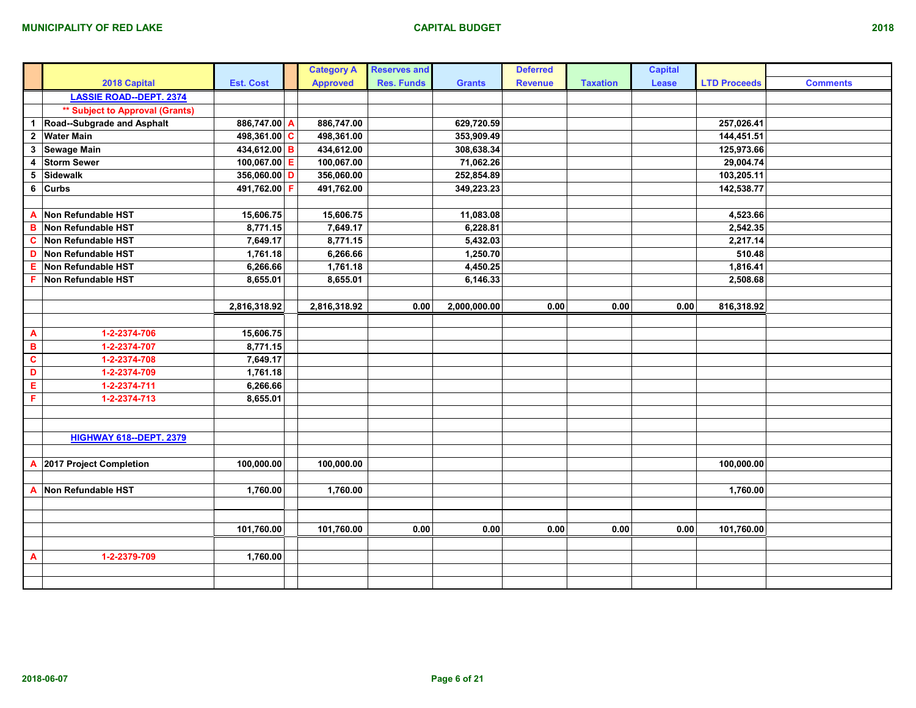MUNICIPALITY OF RED LAKE — CAPITAL BUDGET — 2018

| | 2018 Capital | Est. Cost | | Category A Approved | Reserves and Res. Funds | Grants | Deferred Revenue | Taxation | Capital Lease | LTD Proceeds | Comments |
|---|---|---|---|---|---|---|---|---|---|---|---|
| | LASSIE ROAD--DEPT. 2374 | | | | | | | | | | |
| | ** Subject to Approval (Grants) | | | | | | | | | | |
| 1 | Road--Subgrade and Asphalt | 886,747.00 | A | 886,747.00 | | 629,720.59 | | | | 257,026.41 | |
| 2 | Water Main | 498,361.00 | C | 498,361.00 | | 353,909.49 | | | | 144,451.51 | |
| 3 | Sewage Main | 434,612.00 | B | 434,612.00 | | 308,638.34 | | | | 125,973.66 | |
| 4 | Storm Sewer | 100,067.00 | E | 100,067.00 | | 71,062.26 | | | | 29,004.74 | |
| 5 | Sidewalk | 356,060.00 | D | 356,060.00 | | 252,854.89 | | | | 103,205.11 | |
| 6 | Curbs | 491,762.00 | F | 491,762.00 | | 349,223.23 | | | | 142,538.77 | |
| | | | | | | | | | | | |
| A | Non Refundable HST | 15,606.75 | | 15,606.75 | | 11,083.08 | | | | 4,523.66 | |
| B | Non Refundable HST | 8,771.15 | | 7,649.17 | | 6,228.81 | | | | 2,542.35 | |
| C | Non Refundable HST | 7,649.17 | | 8,771.15 | | 5,432.03 | | | | 2,217.14 | |
| D | Non Refundable HST | 1,761.18 | | 6,266.66 | | 1,250.70 | | | | 510.48 | |
| E | Non Refundable HST | 6,266.66 | | 1,761.18 | | 4,450.25 | | | | 1,816.41 | |
| F | Non Refundable HST | 8,655.01 | | 8,655.01 | | 6,146.33 | | | | 2,508.68 | |
| | | | | | | | | | | | |
| | | 2,816,318.92 | | 2,816,318.92 | 0.00 | 2,000,000.00 | 0.00 | 0.00 | 0.00 | 816,318.92 | |
| | | | | | | | | | | | |
| A | 1-2-2374-706 | 15,606.75 | | | | | | | | | |
| B | 1-2-2374-707 | 8,771.15 | | | | | | | | | |
| C | 1-2-2374-708 | 7,649.17 | | | | | | | | | |
| D | 1-2-2374-709 | 1,761.18 | | | | | | | | | |
| E | 1-2-2374-711 | 6,266.66 | | | | | | | | | |
| F | 1-2-2374-713 | 8,655.01 | | | | | | | | | |
| | | | | | | | | | | | |
| | HIGHWAY 618--DEPT. 2379 | | | | | | | | | | |
| | | | | | | | | | | | |
| A | 2017 Project Completion | 100,000.00 | | 100,000.00 | | | | | | 100,000.00 | |
| | | | | | | | | | | | |
| A | Non Refundable HST | 1,760.00 | | 1,760.00 | | | | | | 1,760.00 | |
| | | | | | | | | | | | |
| | | 101,760.00 | | 101,760.00 | 0.00 | 0.00 | 0.00 | 0.00 | 0.00 | 101,760.00 | |
| | | | | | | | | | | | |
| A | 1-2-2379-709 | 1,760.00 | | | | | | | | | |

2018-06-07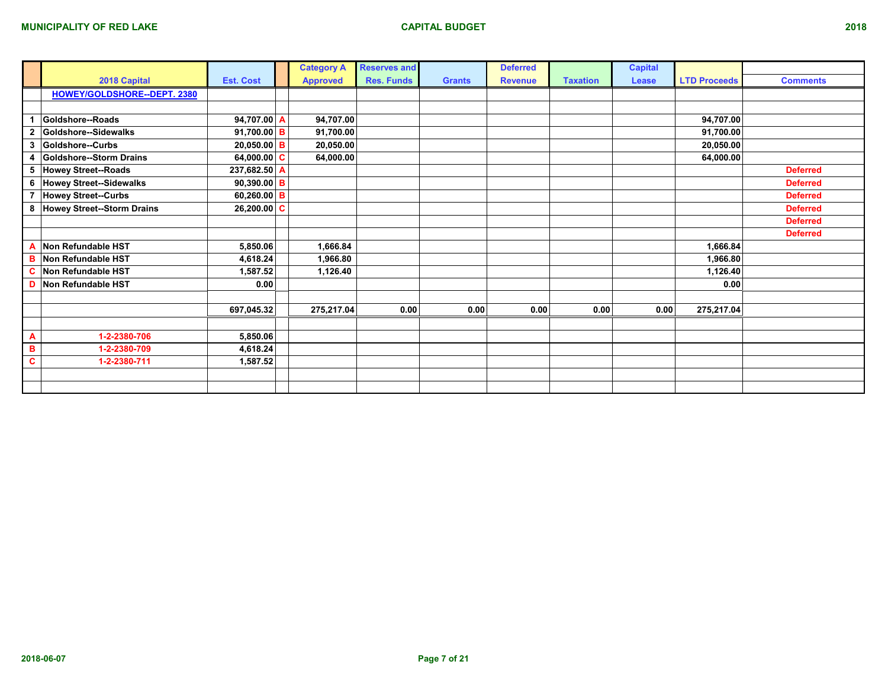**MUNICIPALITY OF RED LAKE** — **CAPITAL BUDGET** — **2018**

| | 2018 Capital | Est. Cost | | Category A Approved | Reserves and Res. Funds | Grants | Deferred Revenue | Taxation | Capital Lease | LTD Proceeds | Comments |
|---|---|---|---|---|---|---|---|---|---|---|---|
| | HOWEY/GOLDSHORE--DEPT. 2380 | | | | | | | | | | |
| | | | | | | | | | | | |
| 1 | Goldshore--Roads | 94,707.00 | A | 94,707.00 | | | | | | 94,707.00 | |
| 2 | Goldshore--Sidewalks | 91,700.00 | B | 91,700.00 | | | | | | 91,700.00 | |
| 3 | Goldshore--Curbs | 20,050.00 | B | 20,050.00 | | | | | | 20,050.00 | |
| 4 | Goldshore--Storm Drains | 64,000.00 | C | 64,000.00 | | | | | | 64,000.00 | |
| 5 | Howey Street--Roads | 237,682.50 | A | | | | | | | | Deferred |
| 6 | Howey Street--Sidewalks | 90,390.00 | B | | | | | | | | Deferred |
| 7 | Howey Street--Curbs | 60,260.00 | B | | | | | | | | Deferred |
| 8 | Howey Street--Storm Drains | 26,200.00 | C | | | | | | | | Deferred |
| | | | | | | | | | | | Deferred |
| | | | | | | | | | | | Deferred |
| A | Non Refundable HST | 5,850.06 | | 1,666.84 | | | | | | 1,666.84 | |
| B | Non Refundable HST | 4,618.24 | | 1,966.80 | | | | | | 1,966.80 | |
| C | Non Refundable HST | 1,587.52 | | 1,126.40 | | | | | | 1,126.40 | |
| D | Non Refundable HST | 0.00 | | | | | | | | 0.00 | |
| | | | | | | | | | | | |
| | | 697,045.32 | | 275,217.04 | 0.00 | 0.00 | 0.00 | 0.00 | 0.00 | 275,217.04 | |
| | | | | | | | | | | | |
| A | 1-2-2380-706 | 5,850.06 | | | | | | | | | |
| B | 1-2-2380-709 | 4,618.24 | | | | | | | | | |
| C | 1-2-2380-711 | 1,587.52 | | | | | | | | | |

2018-06-07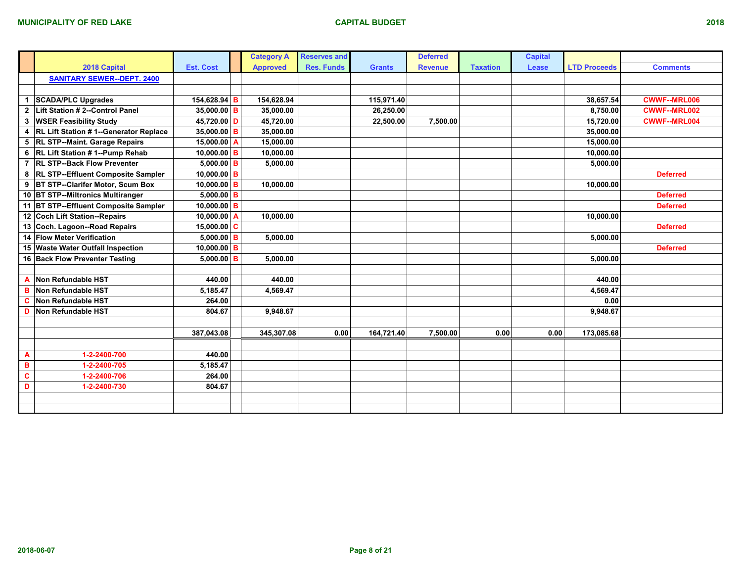MUNICIPALITY OF RED LAKE — CAPITAL BUDGET — 2018

| | 2018 Capital | Est. Cost | | Category A Approved | Reserves and Res. Funds | Grants | Deferred Revenue | Taxation | Capital Lease | LTD Proceeds | Comments |
|---|---|---|---|---|---|---|---|---|---|---|---|
| | **SANITARY SEWER--DEPT. 2400** | | | | | | | | | | |
| | | | | | | | | | | | |
| 1 | SCADA/PLC Upgrades | 154,628.94 | B | 154,628.94 | | 115,971.40 | | | | 38,657.54 | CWWF--MRL006 |
| 2 | Lift Station # 2--Control Panel | 35,000.00 | B | 35,000.00 | | 26,250.00 | | | | 8,750.00 | CWWF--MRL002 |
| 3 | WSER Feasibility Study | 45,720.00 | D | 45,720.00 | | 22,500.00 | 7,500.00 | | | 15,720.00 | CWWF--MRL004 |
| 4 | RL Lift Station # 1--Generator Replace | 35,000.00 | B | 35,000.00 | | | | | | 35,000.00 | |
| 5 | RL STP--Maint. Garage Repairs | 15,000.00 | A | 15,000.00 | | | | | | 15,000.00 | |
| 6 | RL Lift Station # 1--Pump Rehab | 10,000.00 | B | 10,000.00 | | | | | | 10,000.00 | |
| 7 | RL STP--Back Flow Preventer | 5,000.00 | B | 5,000.00 | | | | | | 5,000.00 | |
| 8 | RL STP--Effluent Composite Sampler | 10,000.00 | B | | | | | | | | Deferred |
| 9 | BT STP--Clarifer Motor, Scum Box | 10,000.00 | B | 10,000.00 | | | | | | 10,000.00 | |
| 10 | BT STP--Miltronics Multiranger | 5,000.00 | B | | | | | | | | Deferred |
| 11 | BT STP--Effluent Composite Sampler | 10,000.00 | B | | | | | | | | Deferred |
| 12 | Coch Lift Station--Repairs | 10,000.00 | A | 10,000.00 | | | | | | 10,000.00 | |
| 13 | Coch. Lagoon--Road Repairs | 15,000.00 | C | | | | | | | | Deferred |
| 14 | Flow Meter Verification | 5,000.00 | B | 5,000.00 | | | | | | 5,000.00 | |
| 15 | Waste Water Outfall Inspection | 10,000.00 | B | | | | | | | | Deferred |
| 16 | Back Flow Preventer Testing | 5,000.00 | B | 5,000.00 | | | | | | 5,000.00 | |
| | | | | | | | | | | | |
| A | Non Refundable HST | 440.00 | | 440.00 | | | | | | 440.00 | |
| B | Non Refundable HST | 5,185.47 | | 4,569.47 | | | | | | 4,569.47 | |
| C | Non Refundable HST | 264.00 | | | | | | | | 0.00 | |
| D | Non Refundable HST | 804.67 | | 9,948.67 | | | | | | 9,948.67 | |
| | | | | | | | | | | | |
| | | 387,043.08 | | 345,307.08 | 0.00 | 164,721.40 | 7,500.00 | 0.00 | 0.00 | 173,085.68 | |
| | | | | | | | | | | | |
| A | 1-2-2400-700 | 440.00 | | | | | | | | | |
| B | 1-2-2400-705 | 5,185.47 | | | | | | | | | |
| C | 1-2-2400-706 | 264.00 | | | | | | | | | |
| D | 1-2-2400-730 | 804.67 | | | | | | | | | |

2018-06-07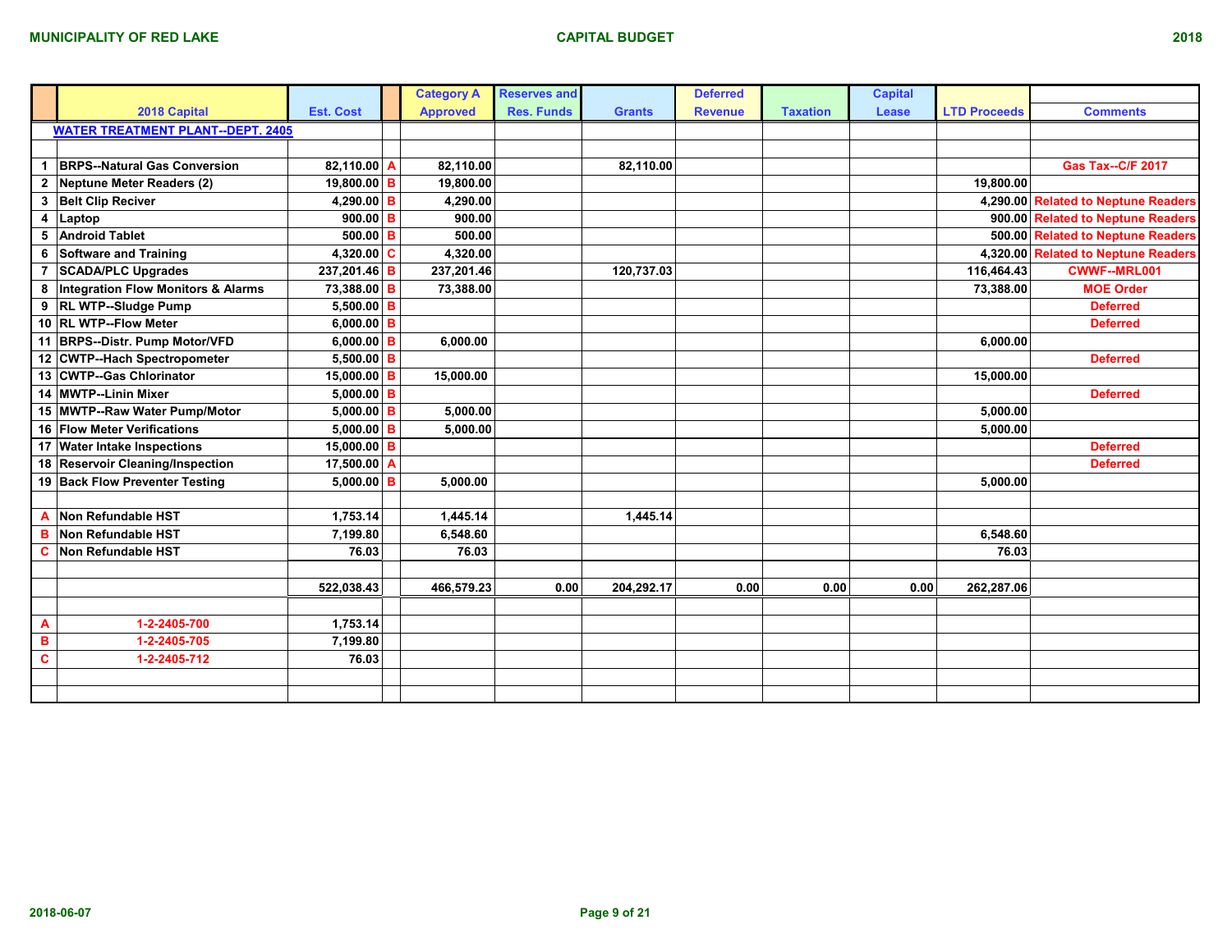MUNICIPALITY OF RED LAKE — CAPITAL BUDGET — 2018

|  | 2018 Capital | Est. Cost |  | Category A Approved | Reserves and Res. Funds | Grants | Deferred Revenue | Taxation | Capital Lease | LTD Proceeds | Comments |
|---|---|---|---|---|---|---|---|---|---|---|---|
|  | **WATER TREATMENT PLANT--DEPT. 2405** |  |  |  |  |  |  |  |  |  |  |
| 1 | BRPS--Natural Gas Conversion | 82,110.00 | A | 82,110.00 |  | 82,110.00 |  |  |  |  | Gas Tax--C/F 2017 |
| 2 | Neptune Meter Readers (2) | 19,800.00 | B | 19,800.00 |  |  |  |  |  | 19,800.00 |  |
| 3 | Belt Clip Reciver | 4,290.00 | B | 4,290.00 |  |  |  |  |  | 4,290.00 | Related to Neptune Readers |
| 4 | Laptop | 900.00 | B | 900.00 |  |  |  |  |  | 900.00 | Related to Neptune Readers |
| 5 | Android Tablet | 500.00 | B | 500.00 |  |  |  |  |  | 500.00 | Related to Neptune Readers |
| 6 | Software and Training | 4,320.00 | C | 4,320.00 |  |  |  |  |  | 4,320.00 | Related to Neptune Readers |
| 7 | SCADA/PLC Upgrades | 237,201.46 | B | 237,201.46 |  | 120,737.03 |  |  |  | 116,464.43 | CWWF--MRL001 |
| 8 | Integration Flow Monitors & Alarms | 73,388.00 | B | 73,388.00 |  |  |  |  |  | 73,388.00 | MOE Order |
| 9 | RL WTP--Sludge Pump | 5,500.00 | B |  |  |  |  |  |  |  | Deferred |
| 10 | RL WTP--Flow Meter | 6,000.00 | B |  |  |  |  |  |  |  | Deferred |
| 11 | BRPS--Distr. Pump Motor/VFD | 6,000.00 | B | 6,000.00 |  |  |  |  |  | 6,000.00 |  |
| 12 | CWTP--Hach Spectropometer | 5,500.00 | B |  |  |  |  |  |  |  | Deferred |
| 13 | CWTP--Gas Chlorinator | 15,000.00 | B | 15,000.00 |  |  |  |  |  | 15,000.00 |  |
| 14 | MWTP--Linin Mixer | 5,000.00 | B |  |  |  |  |  |  |  | Deferred |
| 15 | MWTP--Raw Water Pump/Motor | 5,000.00 | B | 5,000.00 |  |  |  |  |  | 5,000.00 |  |
| 16 | Flow Meter Verifications | 5,000.00 | B | 5,000.00 |  |  |  |  |  | 5,000.00 |  |
| 17 | Water Intake Inspections | 15,000.00 | B |  |  |  |  |  |  |  | Deferred |
| 18 | Reservoir Cleaning/Inspection | 17,500.00 | A |  |  |  |  |  |  |  | Deferred |
| 19 | Back Flow Preventer Testing | 5,000.00 | B | 5,000.00 |  |  |  |  |  | 5,000.00 |  |
| A | Non Refundable HST | 1,753.14 |  | 1,445.14 |  | 1,445.14 |  |  |  |  |  |
| B | Non Refundable HST | 7,199.80 |  | 6,548.60 |  |  |  |  |  | 6,548.60 |  |
| C | Non Refundable HST | 76.03 |  | 76.03 |  |  |  |  |  | 76.03 |  |
|  |  | 522,038.43 |  | 466,579.23 | 0.00 | 204,292.17 | 0.00 | 0.00 | 0.00 | 262,287.06 |  |
| A | 1-2-2405-700 | 1,753.14 |  |  |  |  |  |  |  |  |  |
| B | 1-2-2405-705 | 7,199.80 |  |  |  |  |  |  |  |  |  |
| C | 1-2-2405-712 | 76.03 |  |  |  |  |  |  |  |  |  |

2018-06-07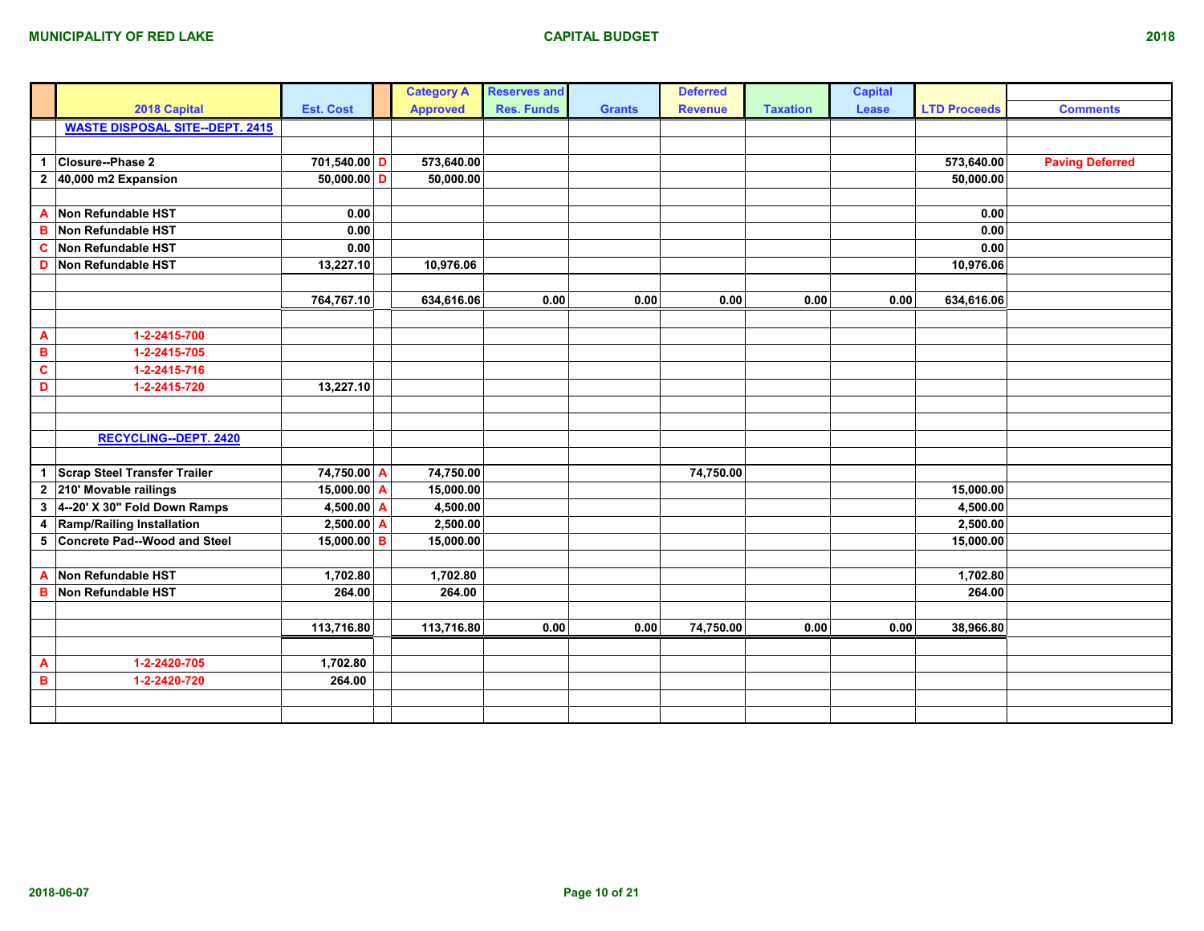# MUNICIPALITY OF RED LAKE — CAPITAL BUDGET — 2018

| | 2018 Capital | Est. Cost | | Category A Approved | Reserves and Res. Funds | Grants | Deferred Revenue | Taxation | Capital Lease | LTD Proceeds | Comments |
|---|---|---|---|---|---|---|---|---|---|---|---|
| | **WASTE DISPOSAL SITE--DEPT. 2415** | | | | | | | | | | |
| | | | | | | | | | | | |
| 1 | Closure--Phase 2 | 701,540.00 | D | 573,640.00 | | | | | | 573,640.00 | Paving Deferred |
| 2 | 40,000 m2 Expansion | 50,000.00 | D | 50,000.00 | | | | | | 50,000.00 | |
| | | | | | | | | | | | |
| A | Non Refundable HST | 0.00 | | | | | | | | 0.00 | |
| B | Non Refundable HST | 0.00 | | | | | | | | 0.00 | |
| C | Non Refundable HST | 0.00 | | | | | | | | 0.00 | |
| D | Non Refundable HST | 13,227.10 | | 10,976.06 | | | | | | 10,976.06 | |
| | | | | | | | | | | | |
| | | 764,767.10 | | 634,616.06 | 0.00 | 0.00 | 0.00 | 0.00 | 0.00 | 634,616.06 | |
| | | | | | | | | | | | |
| A | 1-2-2415-700 | | | | | | | | | | |
| B | 1-2-2415-705 | | | | | | | | | | |
| C | 1-2-2415-716 | | | | | | | | | | |
| D | 1-2-2415-720 | 13,227.10 | | | | | | | | | |
| | | | | | | | | | | | |
| | | | | | | | | | | | |
| | **RECYCLING--DEPT. 2420** | | | | | | | | | | |
| | | | | | | | | | | | |
| 1 | Scrap Steel Transfer Trailer | 74,750.00 | A | 74,750.00 | | | 74,750.00 | | | | |
| 2 | 210' Movable railings | 15,000.00 | A | 15,000.00 | | | | | | 15,000.00 | |
| 3 | 4--20' X 30" Fold Down Ramps | 4,500.00 | A | 4,500.00 | | | | | | 4,500.00 | |
| 4 | Ramp/Railing Installation | 2,500.00 | A | 2,500.00 | | | | | | 2,500.00 | |
| 5 | Concrete Pad--Wood and Steel | 15,000.00 | B | 15,000.00 | | | | | | 15,000.00 | |
| | | | | | | | | | | | |
| A | Non Refundable HST | 1,702.80 | | 1,702.80 | | | | | | 1,702.80 | |
| B | Non Refundable HST | 264.00 | | 264.00 | | | | | | 264.00 | |
| | | | | | | | | | | | |
| | | 113,716.80 | | 113,716.80 | 0.00 | 0.00 | 74,750.00 | 0.00 | 0.00 | 38,966.80 | |
| | | | | | | | | | | | |
| A | 1-2-2420-705 | 1,702.80 | | | | | | | | | |
| B | 1-2-2420-720 | 264.00 | | | | | | | | | |

2018-06-07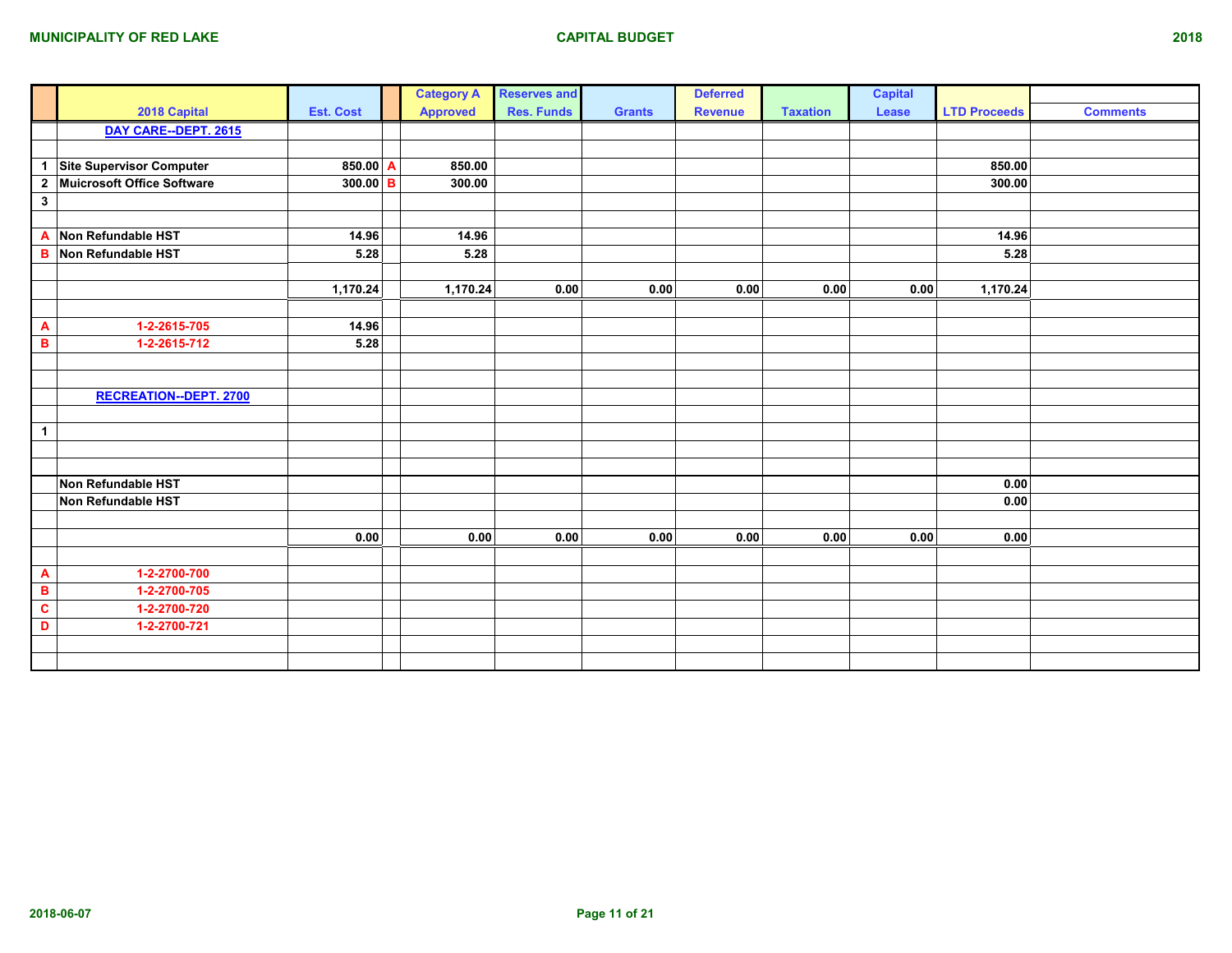**MUNICIPALITY OF RED LAKE** — **CAPITAL BUDGET** — **2018**

| | 2018 Capital | Est. Cost | | Category A Approved | Reserves and Res. Funds | Grants | Deferred Revenue | Taxation | Capital Lease | LTD Proceeds | Comments |
|---|---|---|---|---|---|---|---|---|---|---|---|
| | **DAY CARE--DEPT. 2615** | | | | | | | | | | |
| | | | | | | | | | | | |
| 1 | Site Supervisor Computer | 850.00 | A | 850.00 | | | | | | 850.00 | |
| 2 | Muicrosoft Office Software | 300.00 | B | 300.00 | | | | | | 300.00 | |
| 3 | | | | | | | | | | | |
| | | | | | | | | | | | |
| A | Non Refundable HST | 14.96 | | 14.96 | | | | | | 14.96 | |
| B | Non Refundable HST | 5.28 | | 5.28 | | | | | | 5.28 | |
| | | | | | | | | | | | |
| | | 1,170.24 | | 1,170.24 | 0.00 | 0.00 | 0.00 | 0.00 | 0.00 | 1,170.24 | |
| | | | | | | | | | | | |
| A | 1-2-2615-705 | 14.96 | | | | | | | | | |
| B | 1-2-2615-712 | 5.28 | | | | | | | | | |
| | | | | | | | | | | | |
| | | | | | | | | | | | |
| | **RECREATION--DEPT. 2700** | | | | | | | | | | |
| | | | | | | | | | | | |
| 1 | | | | | | | | | | | |
| | | | | | | | | | | | |
| | | | | | | | | | | | |
| | Non Refundable HST | | | | | | | | | 0.00 | |
| | Non Refundable HST | | | | | | | | | 0.00 | |
| | | | | | | | | | | | |
| | | 0.00 | | 0.00 | 0.00 | 0.00 | 0.00 | 0.00 | 0.00 | 0.00 | |
| | | | | | | | | | | | |
| A | 1-2-2700-700 | | | | | | | | | | |
| B | 1-2-2700-705 | | | | | | | | | | |
| C | 1-2-2700-720 | | | | | | | | | | |
| D | 1-2-2700-721 | | | | | | | | | | |

2018-06-07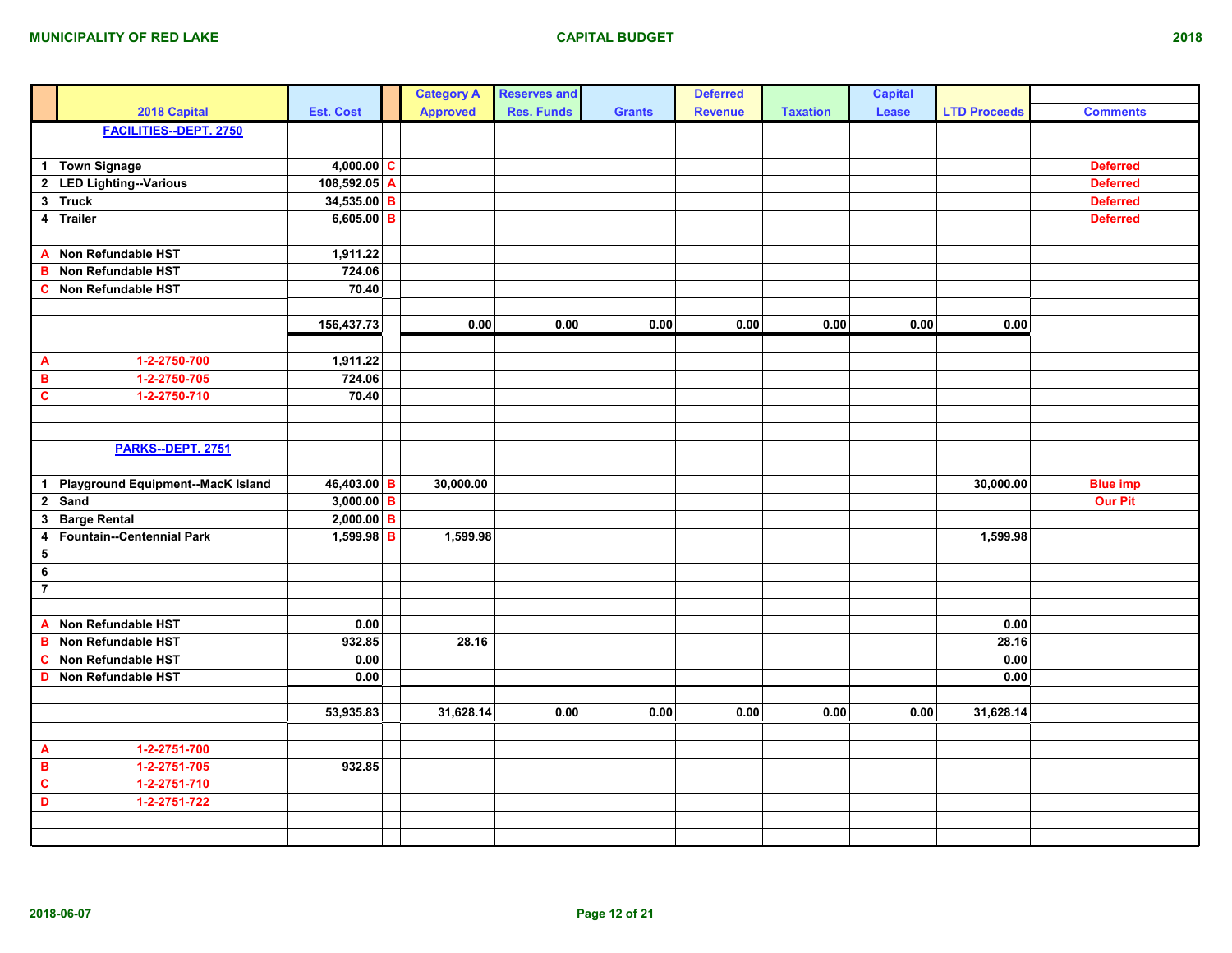**MUNICIPALITY OF RED LAKE** — **CAPITAL BUDGET** — **2018**

| | 2018 Capital | Est. Cost | | Category A Approved | Reserves and Res. Funds | Grants | Deferred Revenue | Taxation | Capital Lease | LTD Proceeds | Comments |
|---|---|---|---|---|---|---|---|---|---|---|---|
| | **FACILITIES--DEPT. 2750** | | | | | | | | | | |
| | | | | | | | | | | | |
| 1 | Town Signage | 4,000.00 | C | | | | | | | | Deferred |
| 2 | LED Lighting--Various | 108,592.05 | A | | | | | | | | Deferred |
| 3 | Truck | 34,535.00 | B | | | | | | | | Deferred |
| 4 | Trailer | 6,605.00 | B | | | | | | | | Deferred |
| | | | | | | | | | | | |
| A | Non Refundable HST | 1,911.22 | | | | | | | | | |
| B | Non Refundable HST | 724.06 | | | | | | | | | |
| C | Non Refundable HST | 70.40 | | | | | | | | | |
| | | | | | | | | | | | |
| | | 156,437.73 | | 0.00 | 0.00 | 0.00 | 0.00 | 0.00 | 0.00 | 0.00 | |
| | | | | | | | | | | | |
| A | 1-2-2750-700 | 1,911.22 | | | | | | | | | |
| B | 1-2-2750-705 | 724.06 | | | | | | | | | |
| C | 1-2-2750-710 | 70.40 | | | | | | | | | |
| | | | | | | | | | | | |
| | | | | | | | | | | | |
| | **PARKS--DEPT. 2751** | | | | | | | | | | |
| | | | | | | | | | | | |
| 1 | Playground Equipment--MacK Island | 46,403.00 | B | 30,000.00 | | | | | | 30,000.00 | Blue imp |
| 2 | Sand | 3,000.00 | B | | | | | | | | Our Pit |
| 3 | Barge Rental | 2,000.00 | B | | | | | | | | |
| 4 | Fountain--Centennial Park | 1,599.98 | B | 1,599.98 | | | | | | 1,599.98 | |
| 5 | | | | | | | | | | | |
| 6 | | | | | | | | | | | |
| 7 | | | | | | | | | | | |
| | | | | | | | | | | | |
| A | Non Refundable HST | 0.00 | | | | | | | | 0.00 | |
| B | Non Refundable HST | 932.85 | | 28.16 | | | | | | 28.16 | |
| C | Non Refundable HST | 0.00 | | | | | | | | 0.00 | |
| D | Non Refundable HST | 0.00 | | | | | | | | 0.00 | |
| | | | | | | | | | | | |
| | | 53,935.83 | | 31,628.14 | 0.00 | 0.00 | 0.00 | 0.00 | 0.00 | 31,628.14 | |
| | | | | | | | | | | | |
| A | 1-2-2751-700 | | | | | | | | | | |
| B | 1-2-2751-705 | 932.85 | | | | | | | | | |
| C | 1-2-2751-710 | | | | | | | | | | |
| D | 1-2-2751-722 | | | | | | | | | | |

2018-06-07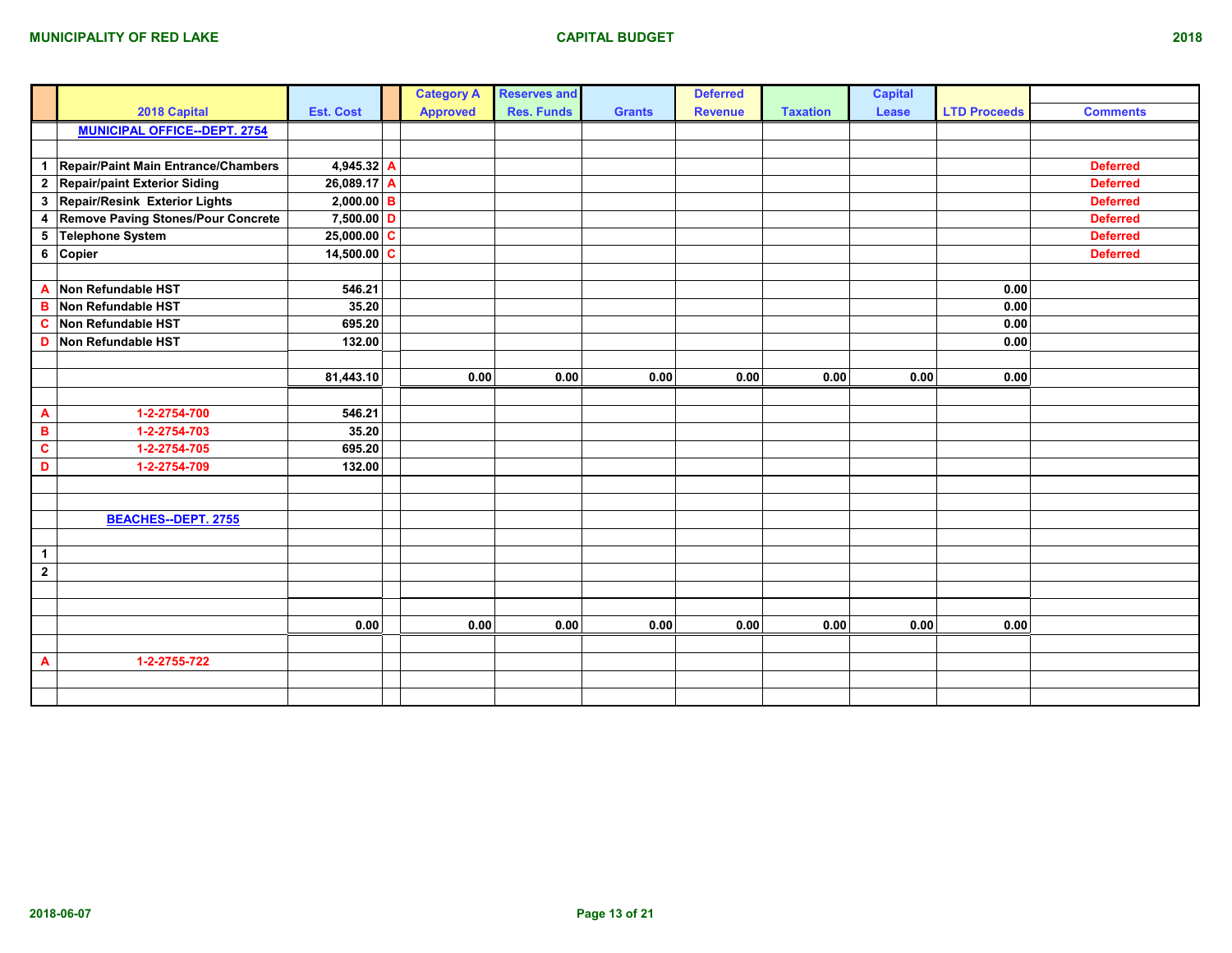MUNICIPALITY OF RED LAKE

CAPITAL BUDGET

2018

| | 2018 Capital | Est. Cost | | Category A Approved | Reserves and Res. Funds | Grants | Deferred Revenue | Taxation | Capital Lease | LTD Proceeds | Comments |
|---|---|---|---|---|---|---|---|---|---|---|---|
| | MUNICIPAL OFFICE--DEPT. 2754 | | | | | | | | | | |
| | | | | | | | | | | | |
| 1 | Repair/Paint Main Entrance/Chambers | 4,945.32 | A | | | | | | | | Deferred |
| 2 | Repair/paint Exterior Siding | 26,089.17 | A | | | | | | | | Deferred |
| 3 | Repair/Resink Exterior Lights | 2,000.00 | B | | | | | | | | Deferred |
| 4 | Remove Paving Stones/Pour Concrete | 7,500.00 | D | | | | | | | | Deferred |
| 5 | Telephone System | 25,000.00 | C | | | | | | | | Deferred |
| 6 | Copier | 14,500.00 | C | | | | | | | | Deferred |
| | | | | | | | | | | | |
| A | Non Refundable HST | 546.21 | | | | | | | | 0.00 | |
| B | Non Refundable HST | 35.20 | | | | | | | | 0.00 | |
| C | Non Refundable HST | 695.20 | | | | | | | | 0.00 | |
| D | Non Refundable HST | 132.00 | | | | | | | | 0.00 | |
| | | | | | | | | | | | |
| | | 81,443.10 | | 0.00 | 0.00 | 0.00 | 0.00 | 0.00 | 0.00 | 0.00 | |
| | | | | | | | | | | | |
| A | 1-2-2754-700 | 546.21 | | | | | | | | | |
| B | 1-2-2754-703 | 35.20 | | | | | | | | | |
| C | 1-2-2754-705 | 695.20 | | | | | | | | | |
| D | 1-2-2754-709 | 132.00 | | | | | | | | | |
| | | | | | | | | | | | |
| | BEACHES--DEPT. 2755 | | | | | | | | | | |
| | | | | | | | | | | | |
| 1 | | | | | | | | | | | |
| 2 | | | | | | | | | | | |
| | | | | | | | | | | | |
| | | 0.00 | | 0.00 | 0.00 | 0.00 | 0.00 | 0.00 | 0.00 | 0.00 | |
| | | | | | | | | | | | |
| A | 1-2-2755-722 | | | | | | | | | | |

2018-06-07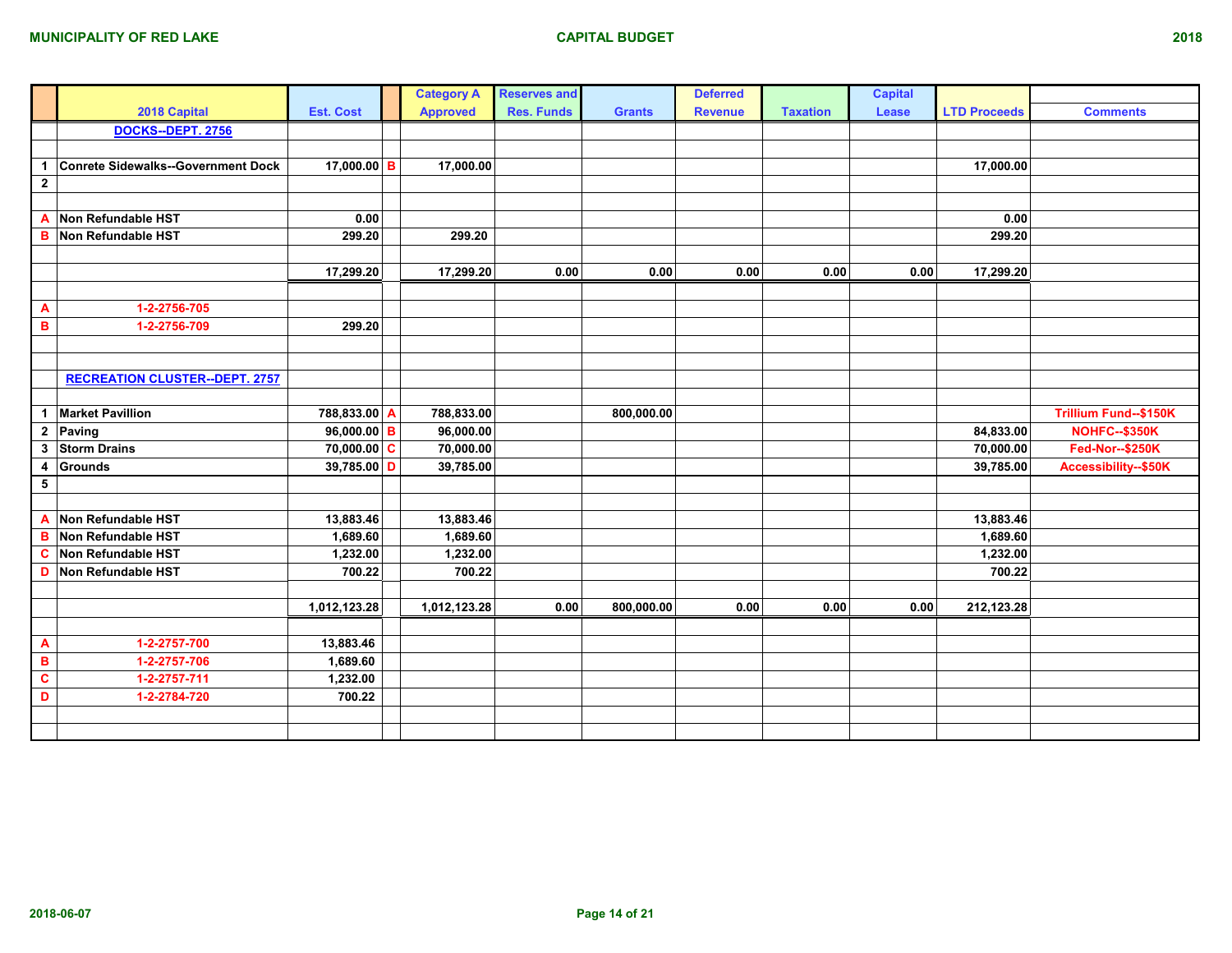MUNICIPALITY OF RED LAKE — CAPITAL BUDGET — 2018

| | 2018 Capital | Est. Cost | | Category A Approved | Reserves and Res. Funds | Grants | Deferred Revenue | Taxation | Capital Lease | LTD Proceeds | Comments |
|---|---|---|---|---|---|---|---|---|---|---|---|
| | DOCKS--DEPT. 2756 | | | | | | | | | | |
| | | | | | | | | | | | |
| 1 | Conrete Sidewalks--Government Dock | 17,000.00 | B | 17,000.00 | | | | | | 17,000.00 | |
| 2 | | | | | | | | | | | |
| | | | | | | | | | | | |
| A | Non Refundable HST | 0.00 | | | | | | | | 0.00 | |
| B | Non Refundable HST | 299.20 | | 299.20 | | | | | | 299.20 | |
| | | | | | | | | | | | |
| | | 17,299.20 | | 17,299.20 | 0.00 | 0.00 | 0.00 | 0.00 | 0.00 | 17,299.20 | |
| | | | | | | | | | | | |
| A | 1-2-2756-705 | | | | | | | | | | |
| B | 1-2-2756-709 | 299.20 | | | | | | | | | |
| | | | | | | | | | | | |
| | RECREATION CLUSTER--DEPT. 2757 | | | | | | | | | | |
| | | | | | | | | | | | |
| 1 | Market Pavillion | 788,833.00 | A | 788,833.00 | | 800,000.00 | | | | | Trillium Fund--$150K |
| 2 | Paving | 96,000.00 | B | 96,000.00 | | | | | | 84,833.00 | NOHFC--$350K |
| 3 | Storm Drains | 70,000.00 | C | 70,000.00 | | | | | | 70,000.00 | Fed-Nor--$250K |
| 4 | Grounds | 39,785.00 | D | 39,785.00 | | | | | | 39,785.00 | Accessibility--$50K |
| 5 | | | | | | | | | | | |
| | | | | | | | | | | | |
| A | Non Refundable HST | 13,883.46 | | 13,883.46 | | | | | | 13,883.46 | |
| B | Non Refundable HST | 1,689.60 | | 1,689.60 | | | | | | 1,689.60 | |
| C | Non Refundable HST | 1,232.00 | | 1,232.00 | | | | | | 1,232.00 | |
| D | Non Refundable HST | 700.22 | | 700.22 | | | | | | 700.22 | |
| | | | | | | | | | | | |
| | | 1,012,123.28 | | 1,012,123.28 | 0.00 | 800,000.00 | 0.00 | 0.00 | 0.00 | 212,123.28 | |
| | | | | | | | | | | | |
| A | 1-2-2757-700 | 13,883.46 | | | | | | | | | |
| B | 1-2-2757-706 | 1,689.60 | | | | | | | | | |
| C | 1-2-2757-711 | 1,232.00 | | | | | | | | | |
| D | 1-2-2784-720 | 700.22 | | | | | | | | | |

2018-06-07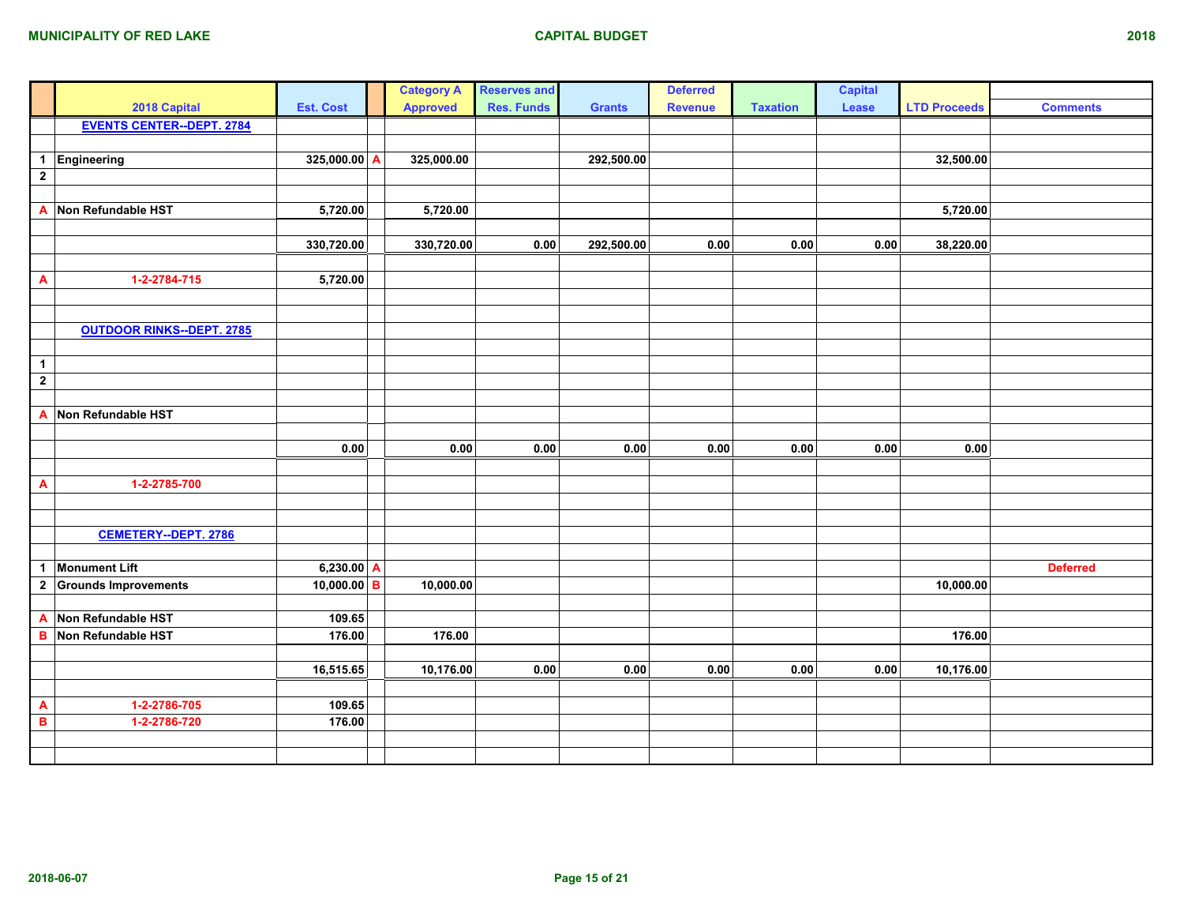# MUNICIPALITY OF RED LAKE — CAPITAL BUDGET — 2018

| | 2018 Capital | Est. Cost | | Category A Approved | Reserves and Res. Funds | Grants | Deferred Revenue | Taxation | Capital Lease | LTD Proceeds | Comments |
|---|---|---|---|---|---|---|---|---|---|---|---|
| | **EVENTS CENTER--DEPT. 2784** | | | | | | | | | | |
| 1 | Engineering | 325,000.00 | A | 325,000.00 | | 292,500.00 | | | | 32,500.00 | |
| 2 | | | | | | | | | | | |
| A | Non Refundable HST | 5,720.00 | | 5,720.00 | | | | | | 5,720.00 | |
| | | 330,720.00 | | 330,720.00 | 0.00 | 292,500.00 | 0.00 | 0.00 | 0.00 | 38,220.00 | |
| A | 1-2-2784-715 | 5,720.00 | | | | | | | | | |
| | **OUTDOOR RINKS--DEPT. 2785** | | | | | | | | | | |
| 1 | | | | | | | | | | | |
| 2 | | | | | | | | | | | |
| A | Non Refundable HST | | | | | | | | | | |
| | | 0.00 | | 0.00 | 0.00 | 0.00 | 0.00 | 0.00 | 0.00 | 0.00 | |
| A | 1-2-2785-700 | | | | | | | | | | |
| | **CEMETERY--DEPT. 2786** | | | | | | | | | | |
| 1 | Monument Lift | 6,230.00 | A | | | | | | | | Deferred |
| 2 | Grounds Improvements | 10,000.00 | B | 10,000.00 | | | | | | 10,000.00 | |
| A | Non Refundable HST | 109.65 | | | | | | | | | |
| B | Non Refundable HST | 176.00 | | 176.00 | | | | | | 176.00 | |
| | | 16,515.65 | | 10,176.00 | 0.00 | 0.00 | 0.00 | 0.00 | 0.00 | 10,176.00 | |
| A | 1-2-2786-705 | 109.65 | | | | | | | | | |
| B | 1-2-2786-720 | 176.00 | | | | | | | | | |

2018-06-07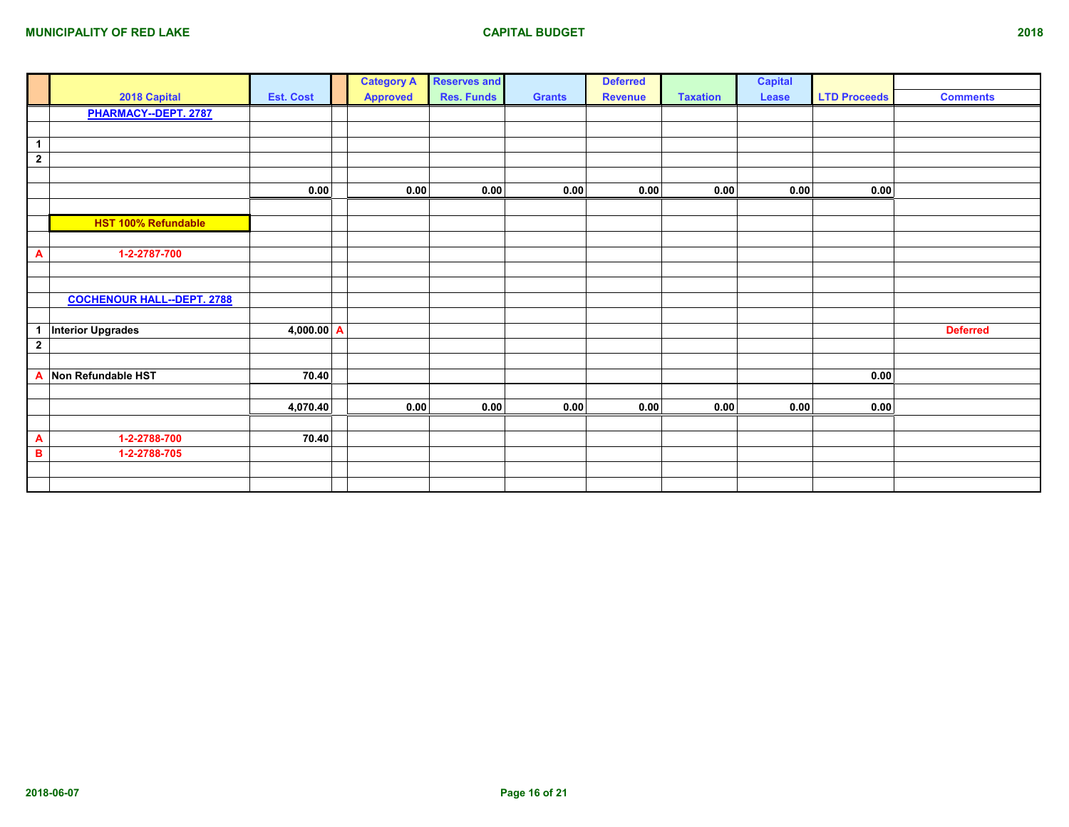**MUNICIPALITY OF RED LAKE** — **CAPITAL BUDGET** — **2018**

| | 2018 Capital | Est. Cost | | Category A Approved | Reserves and Res. Funds | Grants | Deferred Revenue | Taxation | Capital Lease | LTD Proceeds | Comments |
|---|---|---|---|---|---|---|---|---|---|---|---|
| | **PHARMACY--DEPT. 2787** | | | | | | | | | | |
| | | | | | | | | | | | |
| 1 | | | | | | | | | | | |
| 2 | | | | | | | | | | | |
| | | | | | | | | | | | |
| | | 0.00 | | 0.00 | 0.00 | 0.00 | 0.00 | 0.00 | 0.00 | 0.00 | |
| | | | | | | | | | | | |
| | **HST 100% Refundable** | | | | | | | | | | |
| | | | | | | | | | | | |
| A | 1-2-2787-700 | | | | | | | | | | |
| | | | | | | | | | | | |
| | | | | | | | | | | | |
| | **COCHENOUR HALL--DEPT. 2788** | | | | | | | | | | |
| | | | | | | | | | | | |
| 1 | Interior Upgrades | 4,000.00 | A | | | | | | | | Deferred |
| 2 | | | | | | | | | | | |
| | | | | | | | | | | | |
| A | Non Refundable HST | 70.40 | | | | | | | | 0.00 | |
| | | | | | | | | | | | |
| | | 4,070.40 | | 0.00 | 0.00 | 0.00 | 0.00 | 0.00 | 0.00 | 0.00 | |
| | | | | | | | | | | | |
| A | 1-2-2788-700 | 70.40 | | | | | | | | | |
| B | 1-2-2788-705 | | | | | | | | | | |

2018-06-07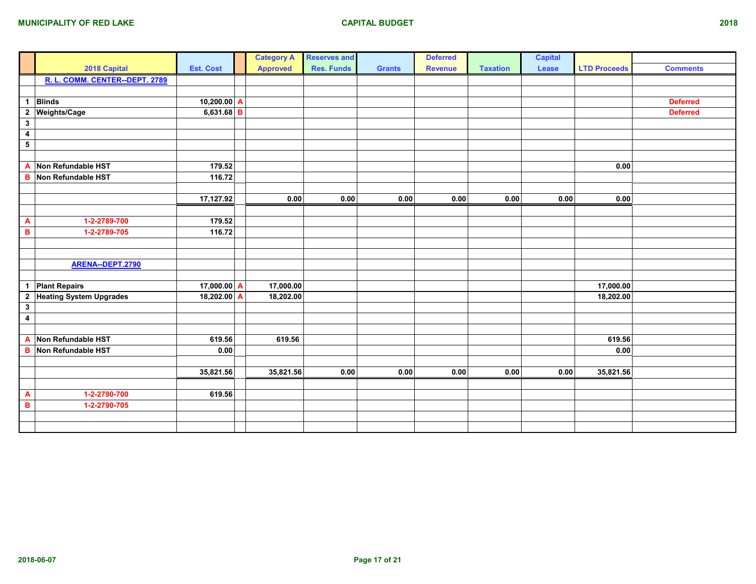MUNICIPALITY OF RED LAKE — CAPITAL BUDGET — 2018

| | 2018 Capital | Est. Cost | | Category A Approved | Reserves and Res. Funds | Grants | Deferred Revenue | Taxation | Capital Lease | LTD Proceeds | Comments |
|---|---|---|---|---|---|---|---|---|---|---|---|
| | R. L. COMM. CENTER--DEPT. 2789 | | | | | | | | | | |
| | | | | | | | | | | | |
| 1 | Blinds | 10,200.00 | A | | | | | | | | Deferred |
| 2 | Weights/Cage | 6,631.68 | B | | | | | | | | Deferred |
| 3 | | | | | | | | | | | |
| 4 | | | | | | | | | | | |
| 5 | | | | | | | | | | | |
| | | | | | | | | | | | |
| A | Non Refundable HST | 179.52 | | | | | | | | 0.00 | |
| B | Non Refundable HST | 116.72 | | | | | | | | | |
| | | | | | | | | | | | |
| | | 17,127.92 | | 0.00 | 0.00 | 0.00 | 0.00 | 0.00 | 0.00 | 0.00 | |
| | | | | | | | | | | | |
| A | 1-2-2789-700 | 179.52 | | | | | | | | | |
| B | 1-2-2789-705 | 116.72 | | | | | | | | | |
| | | | | | | | | | | | |
| | | | | | | | | | | | |
| | ARENA--DEPT.2790 | | | | | | | | | | |
| | | | | | | | | | | | |
| 1 | Plant Repairs | 17,000.00 | A | 17,000.00 | | | | | | 17,000.00 | |
| 2 | Heating System Upgrades | 18,202.00 | A | 18,202.00 | | | | | | 18,202.00 | |
| 3 | | | | | | | | | | | |
| 4 | | | | | | | | | | | |
| | | | | | | | | | | | |
| A | Non Refundable HST | 619.56 | | 619.56 | | | | | | 619.56 | |
| B | Non Refundable HST | 0.00 | | | | | | | | 0.00 | |
| | | | | | | | | | | | |
| | | 35,821.56 | | 35,821.56 | 0.00 | 0.00 | 0.00 | 0.00 | 0.00 | 35,821.56 | |
| | | | | | | | | | | | |
| A | 1-2-2790-700 | 619.56 | | | | | | | | | |
| B | 1-2-2790-705 | | | | | | | | | | |

2018-06-07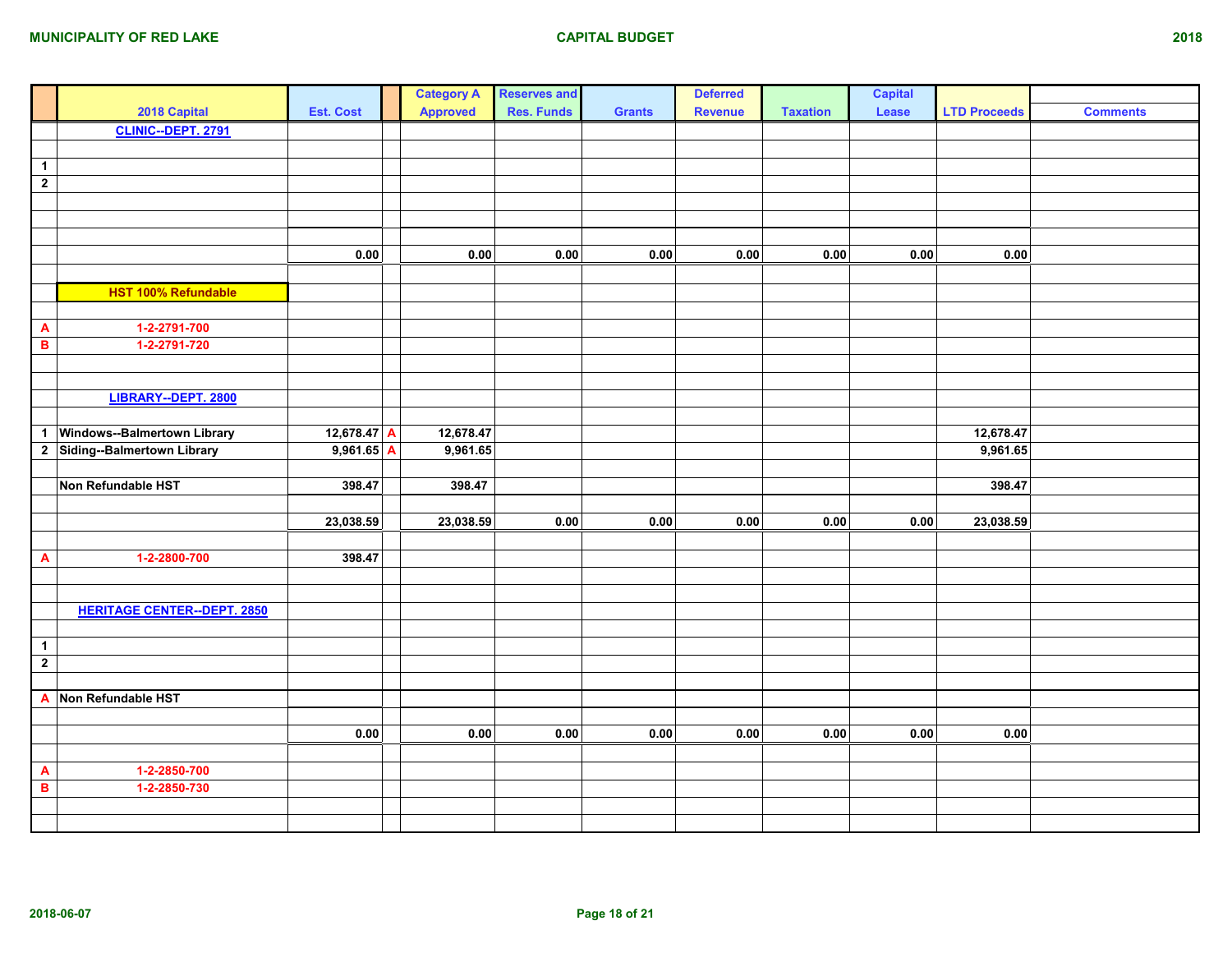**MUNICIPALITY OF RED LAKE** — **CAPITAL BUDGET** — **2018**

| | 2018 Capital | Est. Cost | | Category A Approved | Reserves and Res. Funds | Grants | Deferred Revenue | Taxation | Capital Lease | LTD Proceeds | Comments |
|---|---|---|---|---|---|---|---|---|---|---|---|
| | CLINIC--DEPT. 2791 | | | | | | | | | | |
| | | | | | | | | | | | |
| 1 | | | | | | | | | | | |
| 2 | | | | | | | | | | | |
| | | | | | | | | | | | |
| | | | | | | | | | | | |
| | | | | | | | | | | | |
| | | 0.00 | | 0.00 | 0.00 | 0.00 | 0.00 | 0.00 | 0.00 | 0.00 | |
| | | | | | | | | | | | |
| | HST 100% Refundable | | | | | | | | | | |
| | | | | | | | | | | | |
| A | 1-2-2791-700 | | | | | | | | | | |
| B | 1-2-2791-720 | | | | | | | | | | |
| | | | | | | | | | | | |
| | | | | | | | | | | | |
| | LIBRARY--DEPT. 2800 | | | | | | | | | | |
| | | | | | | | | | | | |
| 1 | Windows--Balmertown Library | 12,678.47 | A | 12,678.47 | | | | | | 12,678.47 | |
| 2 | Siding--Balmertown Library | 9,961.65 | A | 9,961.65 | | | | | | 9,961.65 | |
| | | | | | | | | | | | |
| | Non Refundable HST | 398.47 | | 398.47 | | | | | | 398.47 | |
| | | | | | | | | | | | |
| | | 23,038.59 | | 23,038.59 | 0.00 | 0.00 | 0.00 | 0.00 | 0.00 | 23,038.59 | |
| | | | | | | | | | | | |
| A | 1-2-2800-700 | 398.47 | | | | | | | | | |
| | | | | | | | | | | | |
| | | | | | | | | | | | |
| | HERITAGE CENTER--DEPT. 2850 | | | | | | | | | | |
| | | | | | | | | | | | |
| 1 | | | | | | | | | | | |
| 2 | | | | | | | | | | | |
| | | | | | | | | | | | |
| A | Non Refundable HST | | | | | | | | | | |
| | | | | | | | | | | | |
| | | 0.00 | | 0.00 | 0.00 | 0.00 | 0.00 | 0.00 | 0.00 | 0.00 | |
| | | | | | | | | | | | |
| A | 1-2-2850-700 | | | | | | | | | | |
| B | 1-2-2850-730 | | | | | | | | | | |
| | | | | | | | | | | | |
| | | | | | | | | | | | |

2018-06-07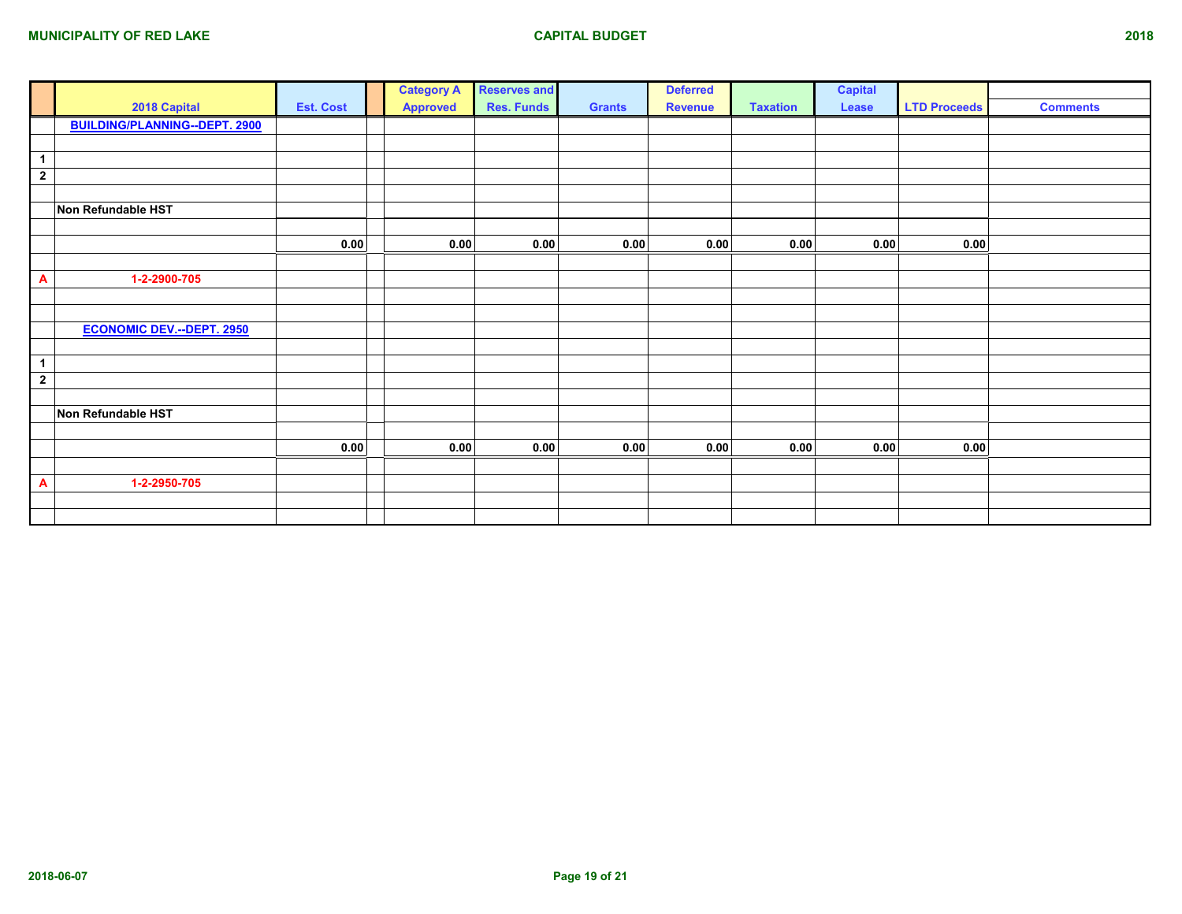MUNICIPALITY OF RED LAKE — CAPITAL BUDGET — 2018

| | 2018 Capital | Est. Cost | | Category A Approved | Reserves and Res. Funds | Grants | Deferred Revenue | Taxation | Capital Lease | LTD Proceeds | Comments |
|---|---|---|---|---|---|---|---|---|---|---|---|
| | **BUILDING/PLANNING--DEPT. 2900** | | | | | | | | | | |
| | | | | | | | | | | | |
| 1 | | | | | | | | | | | |
| 2 | | | | | | | | | | | |
| | | | | | | | | | | | |
| | Non Refundable HST | | | | | | | | | | |
| | | | | | | | | | | | |
| | | 0.00 | | 0.00 | 0.00 | 0.00 | 0.00 | 0.00 | 0.00 | 0.00 | |
| | | | | | | | | | | | |
| A | 1-2-2900-705 | | | | | | | | | | |
| | | | | | | | | | | | |
| | | | | | | | | | | | |
| | **ECONOMIC DEV.--DEPT. 2950** | | | | | | | | | | |
| | | | | | | | | | | | |
| 1 | | | | | | | | | | | |
| 2 | | | | | | | | | | | |
| | | | | | | | | | | | |
| | Non Refundable HST | | | | | | | | | | |
| | | | | | | | | | | | |
| | | 0.00 | | 0.00 | 0.00 | 0.00 | 0.00 | 0.00 | 0.00 | 0.00 | |
| | | | | | | | | | | | |
| A | 1-2-2950-705 | | | | | | | | | | |
| | | | | | | | | | | | |
| | | | | | | | | | | | |

2018-06-07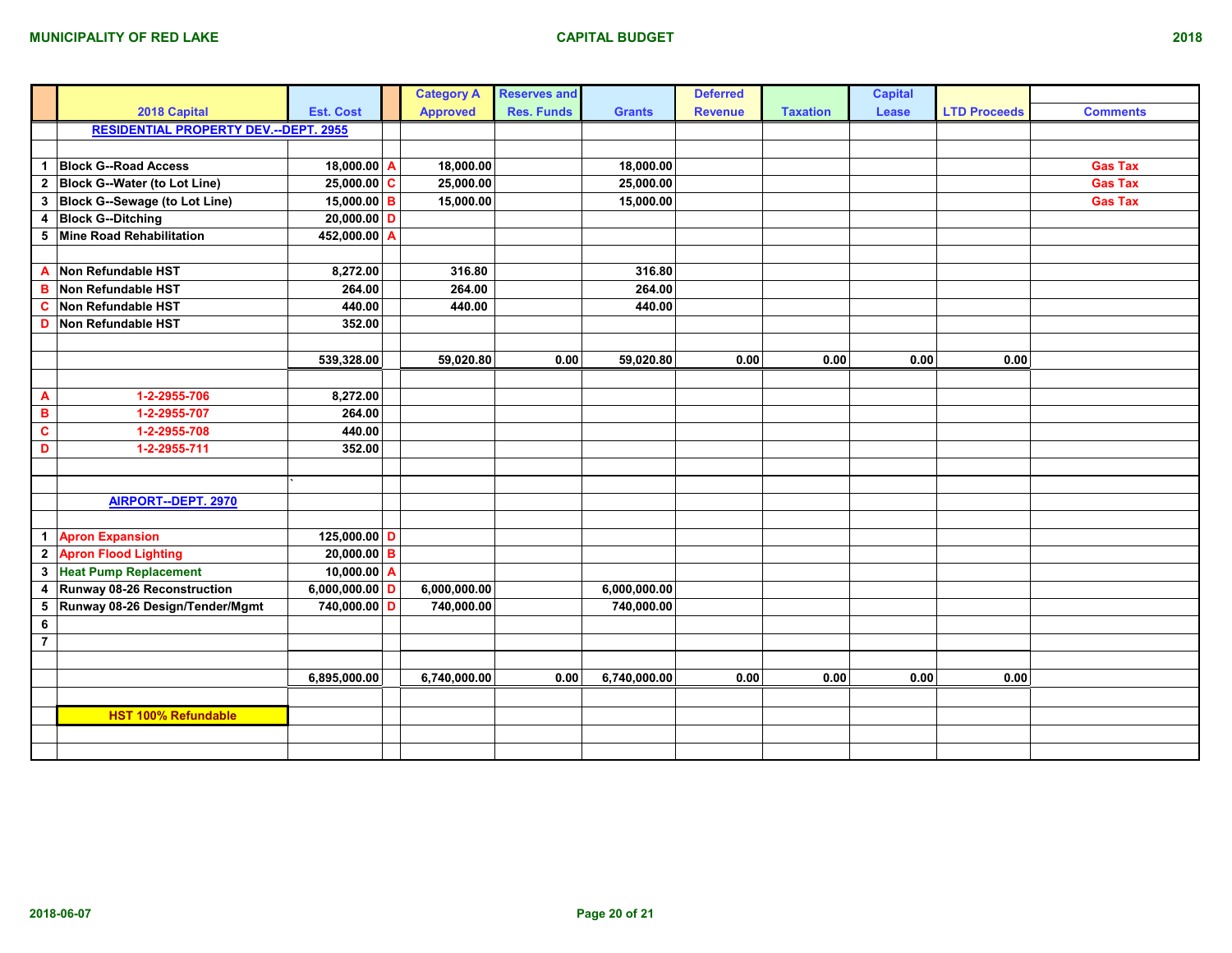**MUNICIPALITY OF RED LAKE** — **CAPITAL BUDGET** — **2018**

| | 2018 Capital | Est. Cost | | Category A Approved | Reserves and Res. Funds | Grants | Deferred Revenue | Taxation | Capital Lease | LTD Proceeds | Comments |
|---|---|---|---|---|---|---|---|---|---|---|---|
| | RESIDENTIAL PROPERTY DEV.--DEPT. 2955 | | | | | | | | | | |
| | | | | | | | | | | | |
| 1 | Block G--Road Access | 18,000.00 | A | 18,000.00 | | 18,000.00 | | | | | Gas Tax |
| 2 | Block G--Water (to Lot Line) | 25,000.00 | C | 25,000.00 | | 25,000.00 | | | | | Gas Tax |
| 3 | Block G--Sewage (to Lot Line) | 15,000.00 | B | 15,000.00 | | 15,000.00 | | | | | Gas Tax |
| 4 | Block G--Ditching | 20,000.00 | D | | | | | | | | |
| 5 | Mine Road Rehabilitation | 452,000.00 | A | | | | | | | | |
| | | | | | | | | | | | |
| A | Non Refundable HST | 8,272.00 | | 316.80 | | 316.80 | | | | | |
| B | Non Refundable HST | 264.00 | | 264.00 | | 264.00 | | | | | |
| C | Non Refundable HST | 440.00 | | 440.00 | | 440.00 | | | | | |
| D | Non Refundable HST | 352.00 | | | | | | | | | |
| | | | | | | | | | | | |
| | | 539,328.00 | | 59,020.80 | 0.00 | 59,020.80 | 0.00 | 0.00 | 0.00 | 0.00 | |
| | | | | | | | | | | | |
| A | 1-2-2955-706 | 8,272.00 | | | | | | | | | |
| B | 1-2-2955-707 | 264.00 | | | | | | | | | |
| C | 1-2-2955-708 | 440.00 | | | | | | | | | |
| D | 1-2-2955-711 | 352.00 | | | | | | | | | |
| | | | | | | | | | | | |
| | | ` | | | | | | | | | |
| | AIRPORT--DEPT. 2970 | | | | | | | | | | |
| | | | | | | | | | | | |
| 1 | Apron Expansion | 125,000.00 | D | | | | | | | | |
| 2 | Apron Flood Lighting | 20,000.00 | B | | | | | | | | |
| 3 | Heat Pump Replacement | 10,000.00 | A | | | | | | | | |
| 4 | Runway 08-26 Reconstruction | 6,000,000.00 | D | 6,000,000.00 | | 6,000,000.00 | | | | | |
| 5 | Runway 08-26 Design/Tender/Mgmt | 740,000.00 | D | 740,000.00 | | 740,000.00 | | | | | |
| 6 | | | | | | | | | | | |
| 7 | | | | | | | | | | | |
| | | | | | | | | | | | |
| | | 6,895,000.00 | | 6,740,000.00 | 0.00 | 6,740,000.00 | 0.00 | 0.00 | 0.00 | 0.00 | |
| | | | | | | | | | | | |
| | HST 100% Refundable | | | | | | | | | | |

2018-06-07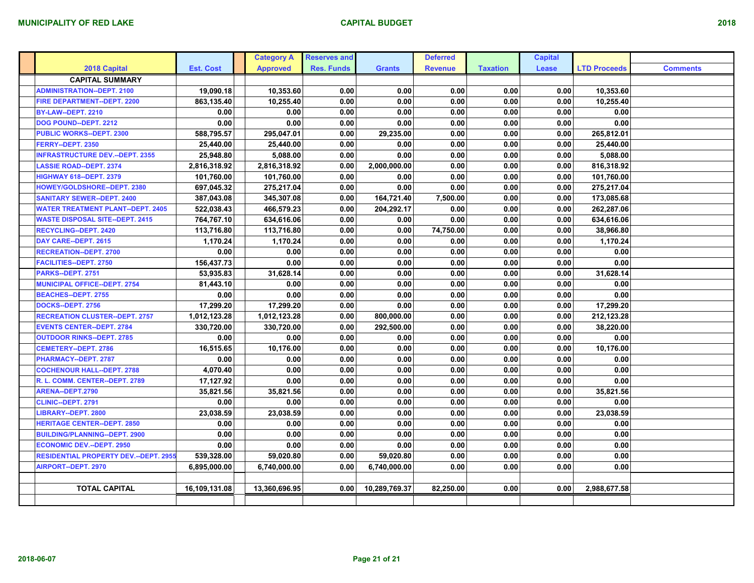**MUNICIPALITY OF RED LAKE** **CAPITAL BUDGET** **2018**

| 2018 Capital | Est. Cost | Category A Approved | Reserves and Res. Funds | Grants | Deferred Revenue | Taxation | Capital Lease | LTD Proceeds | Comments |
|---|---|---|---|---|---|---|---|---|---|
| **CAPITAL SUMMARY** | | | | | | | | | |
| ADMINISTRATION--DEPT. 2100 | 19,090.18 | 10,353.60 | 0.00 | 0.00 | 0.00 | 0.00 | 0.00 | 10,353.60 | |
| FIRE DEPARTMENT--DEPT. 2200 | 863,135.40 | 10,255.40 | 0.00 | 0.00 | 0.00 | 0.00 | 0.00 | 10,255.40 | |
| BY-LAW--DEPT. 2210 | 0.00 | 0.00 | 0.00 | 0.00 | 0.00 | 0.00 | 0.00 | 0.00 | |
| DOG POUND--DEPT. 2212 | 0.00 | 0.00 | 0.00 | 0.00 | 0.00 | 0.00 | 0.00 | 0.00 | |
| PUBLIC WORKS--DEPT. 2300 | 588,795.57 | 295,047.01 | 0.00 | 29,235.00 | 0.00 | 0.00 | 0.00 | 265,812.01 | |
| FERRY--DEPT. 2350 | 25,440.00 | 25,440.00 | 0.00 | 0.00 | 0.00 | 0.00 | 0.00 | 25,440.00 | |
| INFRASTRUCTURE DEV.--DEPT. 2355 | 25,948.80 | 5,088.00 | 0.00 | 0.00 | 0.00 | 0.00 | 0.00 | 5,088.00 | |
| LASSIE ROAD--DEPT. 2374 | 2,816,318.92 | 2,816,318.92 | 0.00 | 2,000,000.00 | 0.00 | 0.00 | 0.00 | 816,318.92 | |
| HIGHWAY 618--DEPT. 2379 | 101,760.00 | 101,760.00 | 0.00 | 0.00 | 0.00 | 0.00 | 0.00 | 101,760.00 | |
| HOWEY/GOLDSHORE--DEPT. 2380 | 697,045.32 | 275,217.04 | 0.00 | 0.00 | 0.00 | 0.00 | 0.00 | 275,217.04 | |
| SANITARY SEWER--DEPT. 2400 | 387,043.08 | 345,307.08 | 0.00 | 164,721.40 | 7,500.00 | 0.00 | 0.00 | 173,085.68 | |
| WATER TREATMENT PLANT--DEPT. 2405 | 522,038.43 | 466,579.23 | 0.00 | 204,292.17 | 0.00 | 0.00 | 0.00 | 262,287.06 | |
| WASTE DISPOSAL SITE--DEPT. 2415 | 764,767.10 | 634,616.06 | 0.00 | 0.00 | 0.00 | 0.00 | 0.00 | 634,616.06 | |
| RECYCLING--DEPT. 2420 | 113,716.80 | 113,716.80 | 0.00 | 0.00 | 74,750.00 | 0.00 | 0.00 | 38,966.80 | |
| DAY CARE--DEPT. 2615 | 1,170.24 | 1,170.24 | 0.00 | 0.00 | 0.00 | 0.00 | 0.00 | 1,170.24 | |
| RECREATION--DEPT. 2700 | 0.00 | 0.00 | 0.00 | 0.00 | 0.00 | 0.00 | 0.00 | 0.00 | |
| FACILITIES--DEPT. 2750 | 156,437.73 | 0.00 | 0.00 | 0.00 | 0.00 | 0.00 | 0.00 | 0.00 | |
| PARKS--DEPT. 2751 | 53,935.83 | 31,628.14 | 0.00 | 0.00 | 0.00 | 0.00 | 0.00 | 31,628.14 | |
| MUNICIPAL OFFICE--DEPT. 2754 | 81,443.10 | 0.00 | 0.00 | 0.00 | 0.00 | 0.00 | 0.00 | 0.00 | |
| BEACHES--DEPT. 2755 | 0.00 | 0.00 | 0.00 | 0.00 | 0.00 | 0.00 | 0.00 | 0.00 | |
| DOCKS--DEPT. 2756 | 17,299.20 | 17,299.20 | 0.00 | 0.00 | 0.00 | 0.00 | 0.00 | 17,299.20 | |
| RECREATION CLUSTER--DEPT. 2757 | 1,012,123.28 | 1,012,123.28 | 0.00 | 800,000.00 | 0.00 | 0.00 | 0.00 | 212,123.28 | |
| EVENTS CENTER--DEPT. 2784 | 330,720.00 | 330,720.00 | 0.00 | 292,500.00 | 0.00 | 0.00 | 0.00 | 38,220.00 | |
| OUTDOOR RINKS--DEPT. 2785 | 0.00 | 0.00 | 0.00 | 0.00 | 0.00 | 0.00 | 0.00 | 0.00 | |
| CEMETERY--DEPT. 2786 | 16,515.65 | 10,176.00 | 0.00 | 0.00 | 0.00 | 0.00 | 0.00 | 10,176.00 | |
| PHARMACY--DEPT. 2787 | 0.00 | 0.00 | 0.00 | 0.00 | 0.00 | 0.00 | 0.00 | 0.00 | |
| COCHENOUR HALL--DEPT. 2788 | 4,070.40 | 0.00 | 0.00 | 0.00 | 0.00 | 0.00 | 0.00 | 0.00 | |
| R. L. COMM. CENTER--DEPT. 2789 | 17,127.92 | 0.00 | 0.00 | 0.00 | 0.00 | 0.00 | 0.00 | 0.00 | |
| ARENA--DEPT.2790 | 35,821.56 | 35,821.56 | 0.00 | 0.00 | 0.00 | 0.00 | 0.00 | 35,821.56 | |
| CLINIC--DEPT. 2791 | 0.00 | 0.00 | 0.00 | 0.00 | 0.00 | 0.00 | 0.00 | 0.00 | |
| LIBRARY--DEPT. 2800 | 23,038.59 | 23,038.59 | 0.00 | 0.00 | 0.00 | 0.00 | 0.00 | 23,038.59 | |
| HERITAGE CENTER--DEPT. 2850 | 0.00 | 0.00 | 0.00 | 0.00 | 0.00 | 0.00 | 0.00 | 0.00 | |
| BUILDING/PLANNING--DEPT. 2900 | 0.00 | 0.00 | 0.00 | 0.00 | 0.00 | 0.00 | 0.00 | 0.00 | |
| ECONOMIC DEV.--DEPT. 2950 | 0.00 | 0.00 | 0.00 | 0.00 | 0.00 | 0.00 | 0.00 | 0.00 | |
| RESIDENTIAL PROPERTY DEV.--DEPT. 2955 | 539,328.00 | 59,020.80 | 0.00 | 59,020.80 | 0.00 | 0.00 | 0.00 | 0.00 | |
| AIRPORT--DEPT. 2970 | 6,895,000.00 | 6,740,000.00 | 0.00 | 6,740,000.00 | 0.00 | 0.00 | 0.00 | 0.00 | |
| | | | | | | | | | |
| **TOTAL CAPITAL** | 16,109,131.08 | 13,360,696.95 | 0.00 | 10,289,769.37 | 82,250.00 | 0.00 | 0.00 | 2,988,677.58 | |

2018-06-07